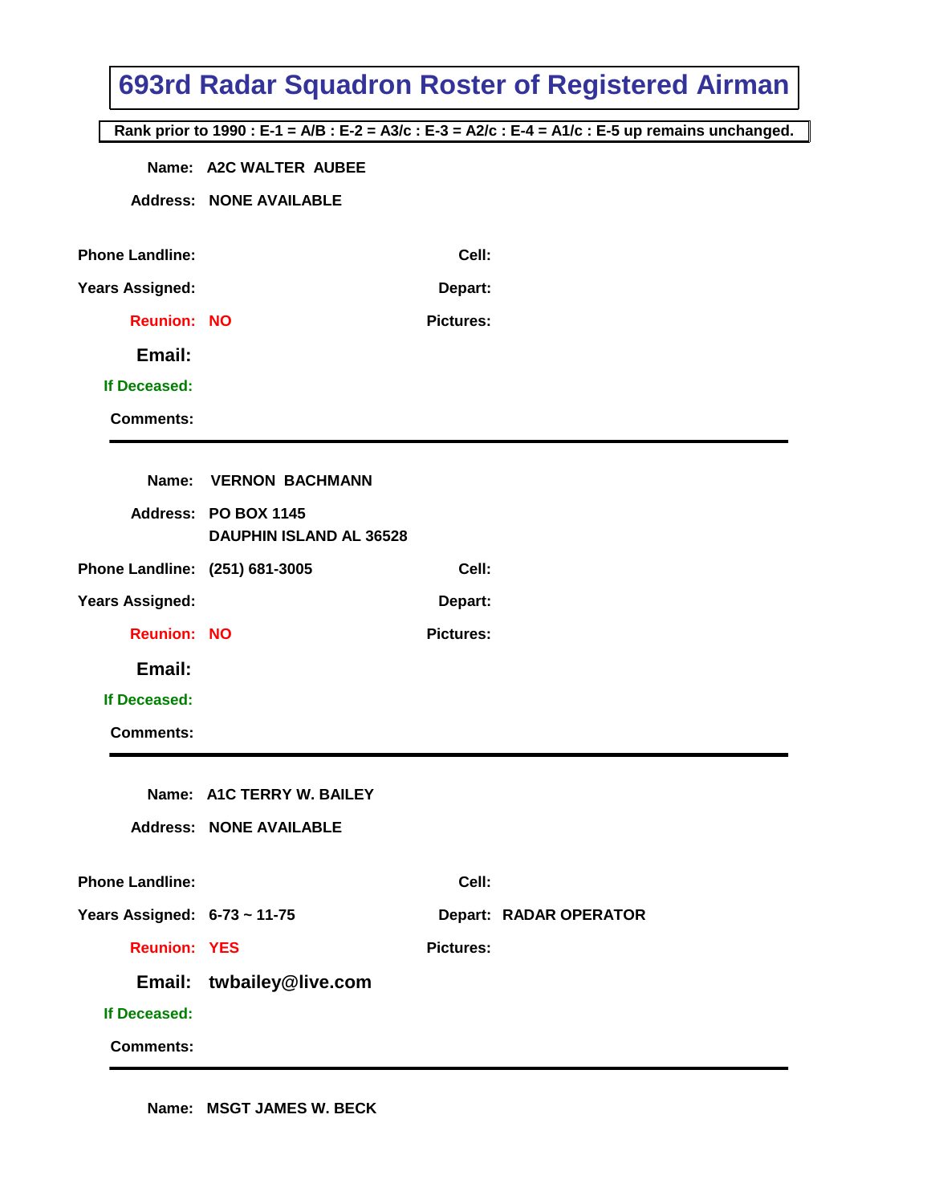# 693rd Radar Squadron Roster of Registered Airman

**Rank prior to 1990 : E-1 = A/B : E-2 = A3/c : E-3 = A2/c : E-4 = A1/c : E-5 up remains unchanged.**

**Name:** A2C WALTER AUBEE

**Address:** NONE AVAILABLE

**Phone Landline:**

**Cell:**

**Years Assigned:**

**Depart:**

**Reunion:** NO

**Pictures:**

**Email:**

**If Deceased:**

**Comments:**

---

**Name:** VERNON BACHMANN

**Address:** PO BOX 1145
DAUPHIN ISLAND AL 36528

**Phone Landline:** (251) 681-3005

**Cell:**

**Years Assigned:**

**Depart:**

**Reunion:** NO

**Pictures:**

**Email:**

**If Deceased:**

**Comments:**

---

**Name:** A1C TERRY W. BAILEY

**Address:** NONE AVAILABLE

**Phone Landline:**

**Cell:**

**Years Assigned:** 6-73 ~ 11-75

**Depart:** RADAR OPERATOR

**Reunion:** YES

**Pictures:**

**Email:** twbailey@live.com

**If Deceased:**

**Comments:**

---

**Name:** MSGT JAMES W. BECK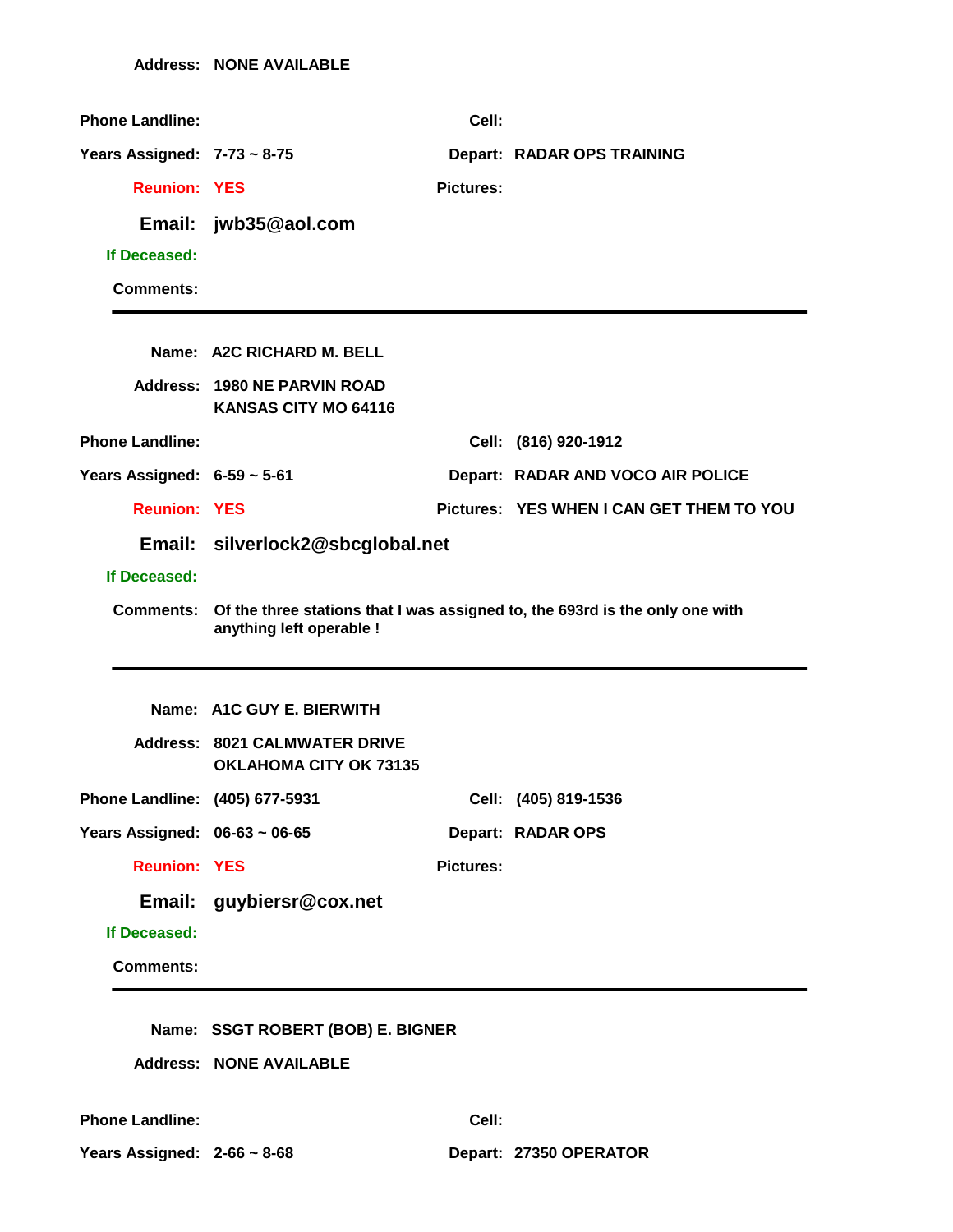**Address:** NONE AVAILABLE

**Phone Landline:**　　**Cell:**

**Years Assigned:** 7-73 ~ 8-75　　**Depart:** RADAR OPS TRAINING

**Reunion:** YES　　**Pictures:**

**Email:** jwb35@aol.com

**If Deceased:**

**Comments:**

---

**Name:** A2C RICHARD M. BELL

**Address:** 1980 NE PARVIN ROAD
KANSAS CITY MO 64116

**Phone Landline:**　　**Cell:** (816) 920-1912

**Years Assigned:** 6-59 ~ 5-61　　**Depart:** RADAR AND VOCO AIR POLICE

**Reunion:** YES　　**Pictures:** YES WHEN I CAN GET THEM TO YOU

**Email:** silverlock2@sbcglobal.net

**If Deceased:**

**Comments:** Of the three stations that I was assigned to, the 693rd is the only one with anything left operable !

---

**Name:** A1C GUY E. BIERWITH

**Address:** 8021 CALMWATER DRIVE
OKLAHOMA CITY OK 73135

**Phone Landline:** (405) 677-5931　　**Cell:** (405) 819-1536

**Years Assigned:** 06-63 ~ 06-65　　**Depart:** RADAR OPS

**Reunion:** YES　　**Pictures:**

**Email:** guybiersr@cox.net

**If Deceased:**

**Comments:**

---

**Name:** SSGT ROBERT (BOB) E. BIGNER

**Address:** NONE AVAILABLE

**Phone Landline:**　　**Cell:**

**Years Assigned:** 2-66 ~ 8-68　　**Depart:** 27350 OPERATOR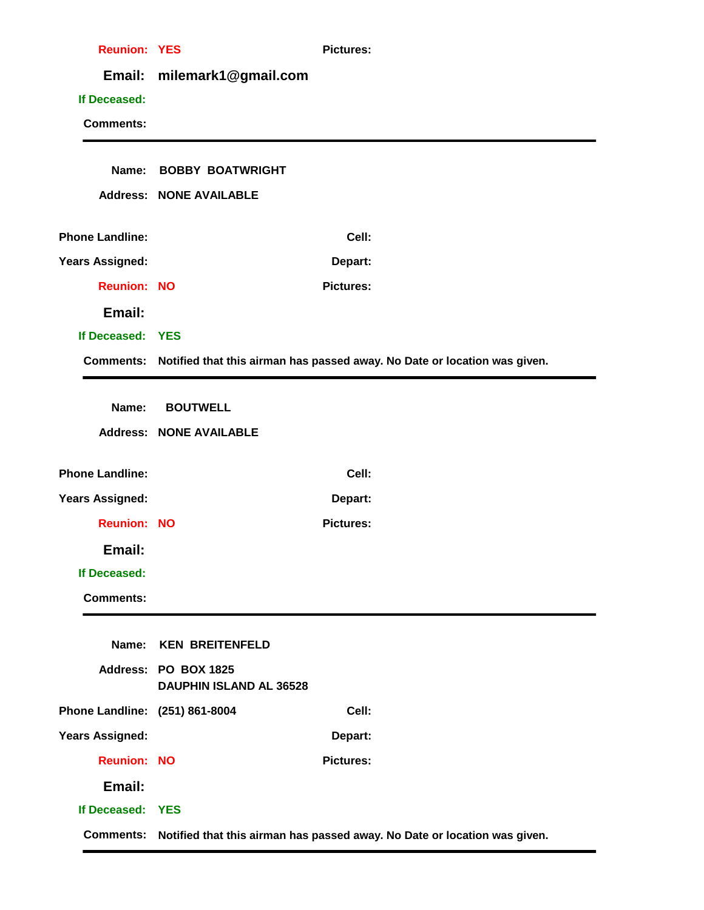**Reunion:** YES **Pictures:**

**Email:** milemark1@gmail.com

**If Deceased:**

**Comments:**

---

**Name:** BOBBY BOATWRIGHT

**Address:** NONE AVAILABLE

**Phone Landline:** **Cell:**

**Years Assigned:** **Depart:**

**Reunion:** NO **Pictures:**

**Email:**

**If Deceased:** YES

**Comments:** Notified that this airman has passed away. No Date or location was given.

---

**Name:** BOUTWELL

**Address:** NONE AVAILABLE

**Phone Landline:** **Cell:**

**Years Assigned:** **Depart:**

**Reunion:** NO **Pictures:**

**Email:**

**If Deceased:**

**Comments:**

---

**Name:** KEN BREITENFELD

**Address:** PO BOX 1825
DAUPHIN ISLAND AL 36528

**Phone Landline:** (251) 861-8004 **Cell:**

**Years Assigned:** **Depart:**

**Reunion:** NO **Pictures:**

**Email:**

**If Deceased:** YES

**Comments:** Notified that this airman has passed away. No Date or location was given.

---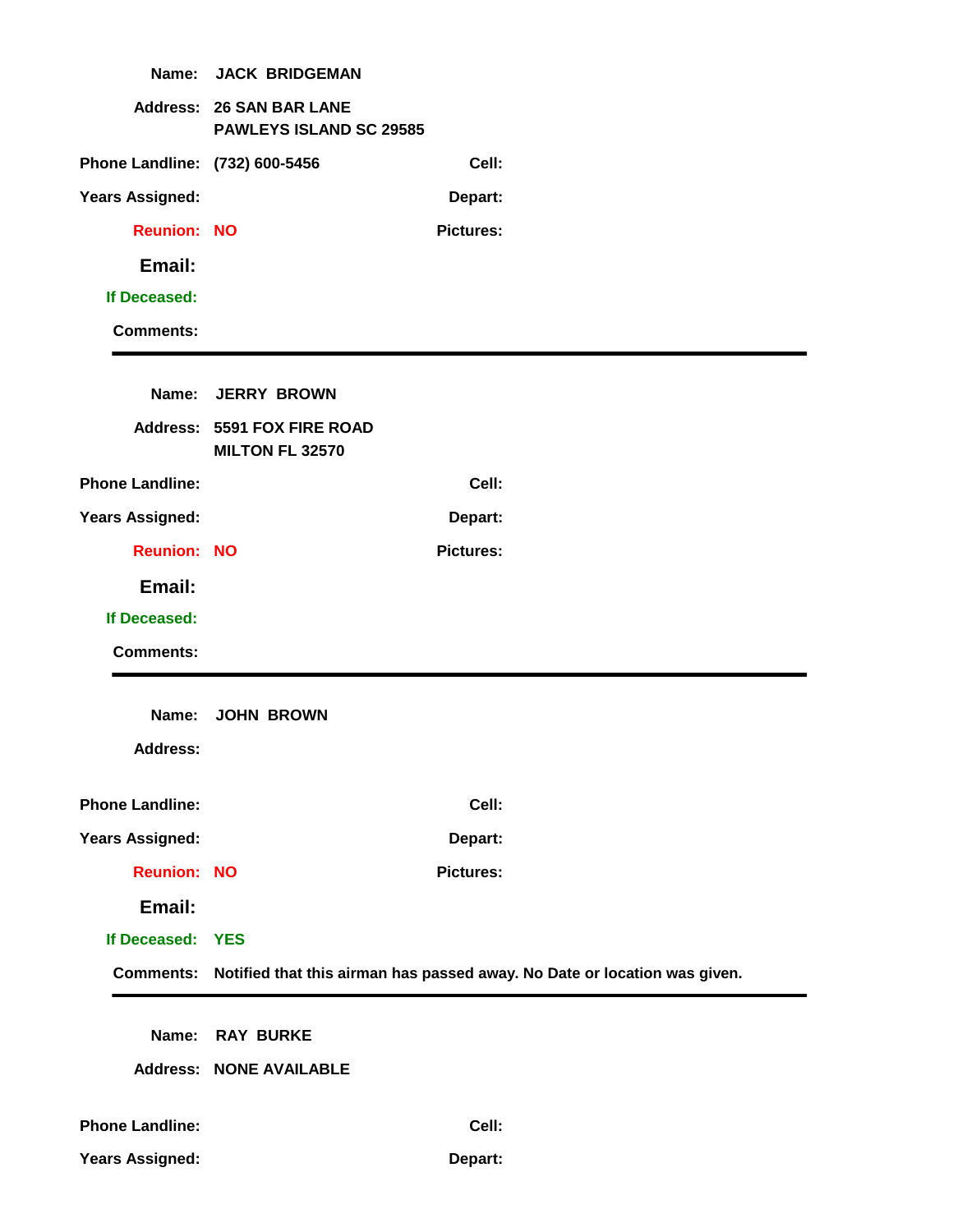**Name:** JACK BRIDGEMAN

**Address:** 26 SAN BAR LANE
PAWLEYS ISLAND SC 29585

**Phone Landline:** (732) 600-5456 **Cell:**

**Years Assigned:** **Depart:**

**Reunion:** NO **Pictures:**

**Email:**

**If Deceased:**

**Comments:**

---

**Name:** JERRY BROWN

**Address:** 5591 FOX FIRE ROAD
MILTON FL 32570

**Phone Landline:** **Cell:**

**Years Assigned:** **Depart:**

**Reunion:** NO **Pictures:**

**Email:**

**If Deceased:**

**Comments:**

---

**Name:** JOHN BROWN

**Address:**

**Phone Landline:** **Cell:**

**Years Assigned:** **Depart:**

**Reunion:** NO **Pictures:**

**Email:**

**If Deceased:** YES

**Comments:** Notified that this airman has passed away. No Date or location was given.

---

**Name:** RAY BURKE

**Address:** NONE AVAILABLE

**Phone Landline:** **Cell:**

**Years Assigned:** **Depart:**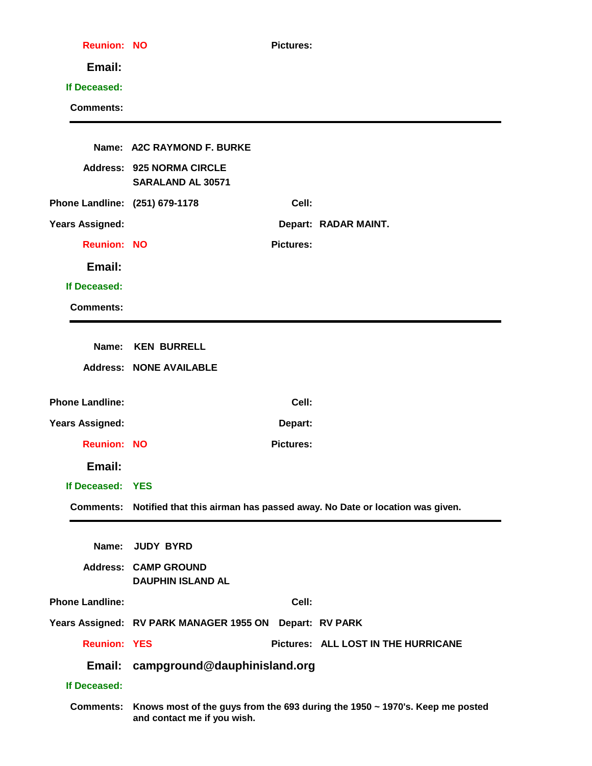**Reunion:** NO **Pictures:**

**Email:**

**If Deceased:**

**Comments:**

---

**Name:** A2C RAYMOND F. BURKE

**Address:** 925 NORMA CIRCLE
SARALAND AL 30571

**Phone Landline:** (251) 679-1178 **Cell:**

**Years Assigned:** **Depart:** RADAR MAINT.

**Reunion:** NO **Pictures:**

**Email:**

**If Deceased:**

**Comments:**

---

**Name:** KEN BURRELL

**Address:** NONE AVAILABLE

**Phone Landline:** **Cell:**

**Years Assigned:** **Depart:**

**Reunion:** NO **Pictures:**

**Email:**

**If Deceased:** YES

**Comments:** Notified that this airman has passed away. No Date or location was given.

---

**Name:** JUDY BYRD

**Address:** CAMP GROUND
DAUPHIN ISLAND AL

**Phone Landline:** **Cell:**

**Years Assigned:** RV PARK MANAGER 1955 ON **Depart:** RV PARK

**Reunion:** YES **Pictures:** ALL LOST IN THE HURRICANE

**Email:** campground@dauphinisland.org

**If Deceased:**

**Comments:** Knows most of the guys from the 693 during the 1950 ~ 1970's. Keep me posted and contact me if you wish.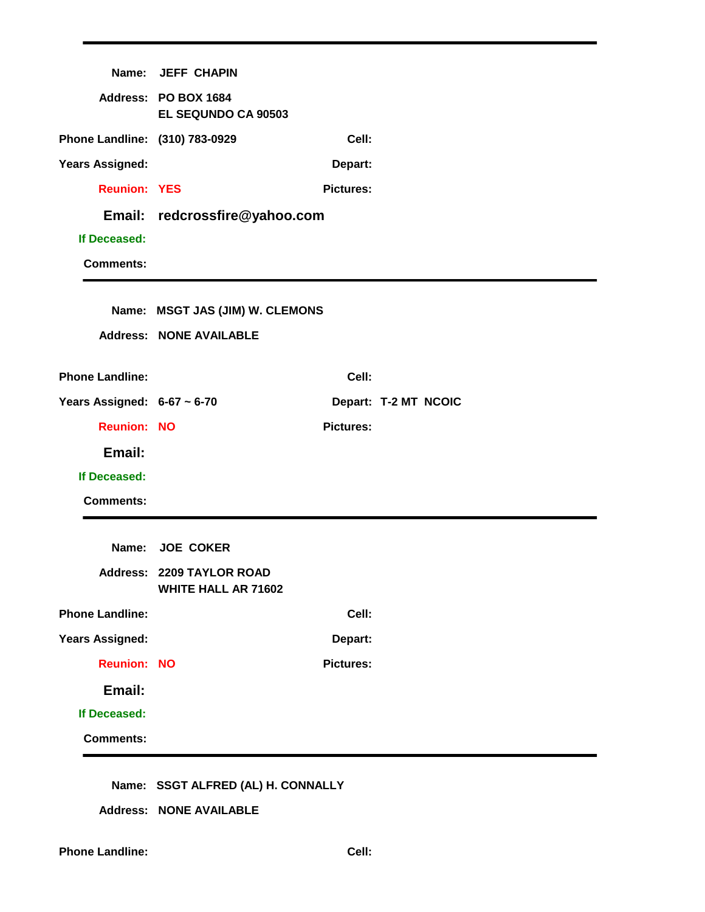---

**Name:** JEFF CHAPIN

**Address:** PO BOX 1684
EL SEQUNDO CA 90503

**Phone Landline:** (310) 783-0929 **Cell:**

**Years Assigned:** **Depart:**

**Reunion:** YES **Pictures:**

**Email:** redcrossfire@yahoo.com

**If Deceased:**

**Comments:**

---

**Name:** MSGT JAS (JIM) W. CLEMONS

**Address:** NONE AVAILABLE

**Phone Landline:** **Cell:**

**Years Assigned:** 6-67 ~ 6-70 **Depart:** T-2 MT NCOIC

**Reunion:** NO **Pictures:**

**Email:**

**If Deceased:**

**Comments:**

---

**Name:** JOE COKER

**Address:** 2209 TAYLOR ROAD
WHITE HALL AR 71602

**Phone Landline:** **Cell:**

**Years Assigned:** **Depart:**

**Reunion:** NO **Pictures:**

**Email:**

**If Deceased:**

**Comments:**

---

**Name:** SSGT ALFRED (AL) H. CONNALLY

**Address:** NONE AVAILABLE

**Phone Landline:** **Cell:**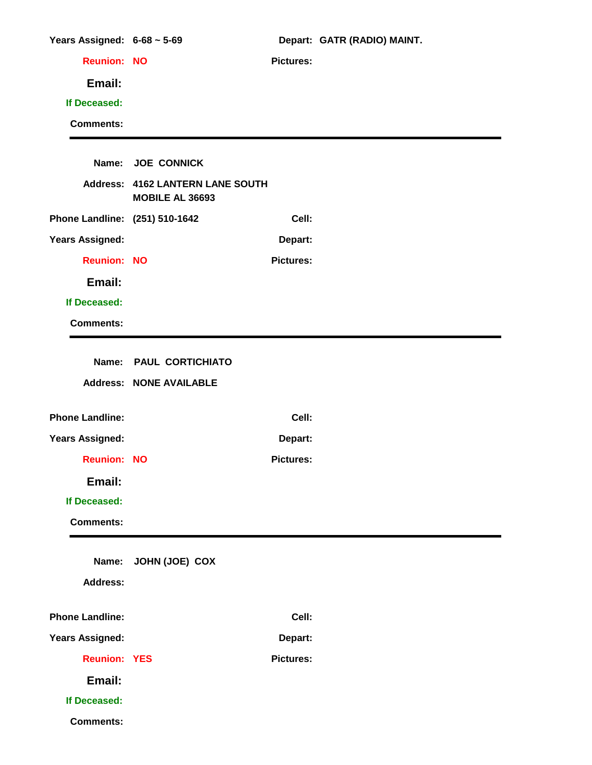**Years Assigned:** 6-68 ~ 5-69 **Depart:** GATR (RADIO) MAINT.

**Reunion:** NO **Pictures:**

**Email:**

**If Deceased:**

**Comments:**

---

**Name:** JOE CONNICK

**Address:** 4162 LANTERN LANE SOUTH
MOBILE AL 36693

**Phone Landline:** (251) 510-1642 **Cell:**

**Years Assigned:** **Depart:**

**Reunion:** NO **Pictures:**

**Email:**

**If Deceased:**

**Comments:**

---

**Name:** PAUL CORTICHIATO

**Address:** NONE AVAILABLE

**Phone Landline:** **Cell:**

**Years Assigned:** **Depart:**

**Reunion:** NO **Pictures:**

**Email:**

**If Deceased:**

**Comments:**

---

**Name:** JOHN (JOE) COX

**Address:**

**Phone Landline:** **Cell:**

**Years Assigned:** **Depart:**

**Reunion:** YES **Pictures:**

**Email:**

**If Deceased:**

**Comments:**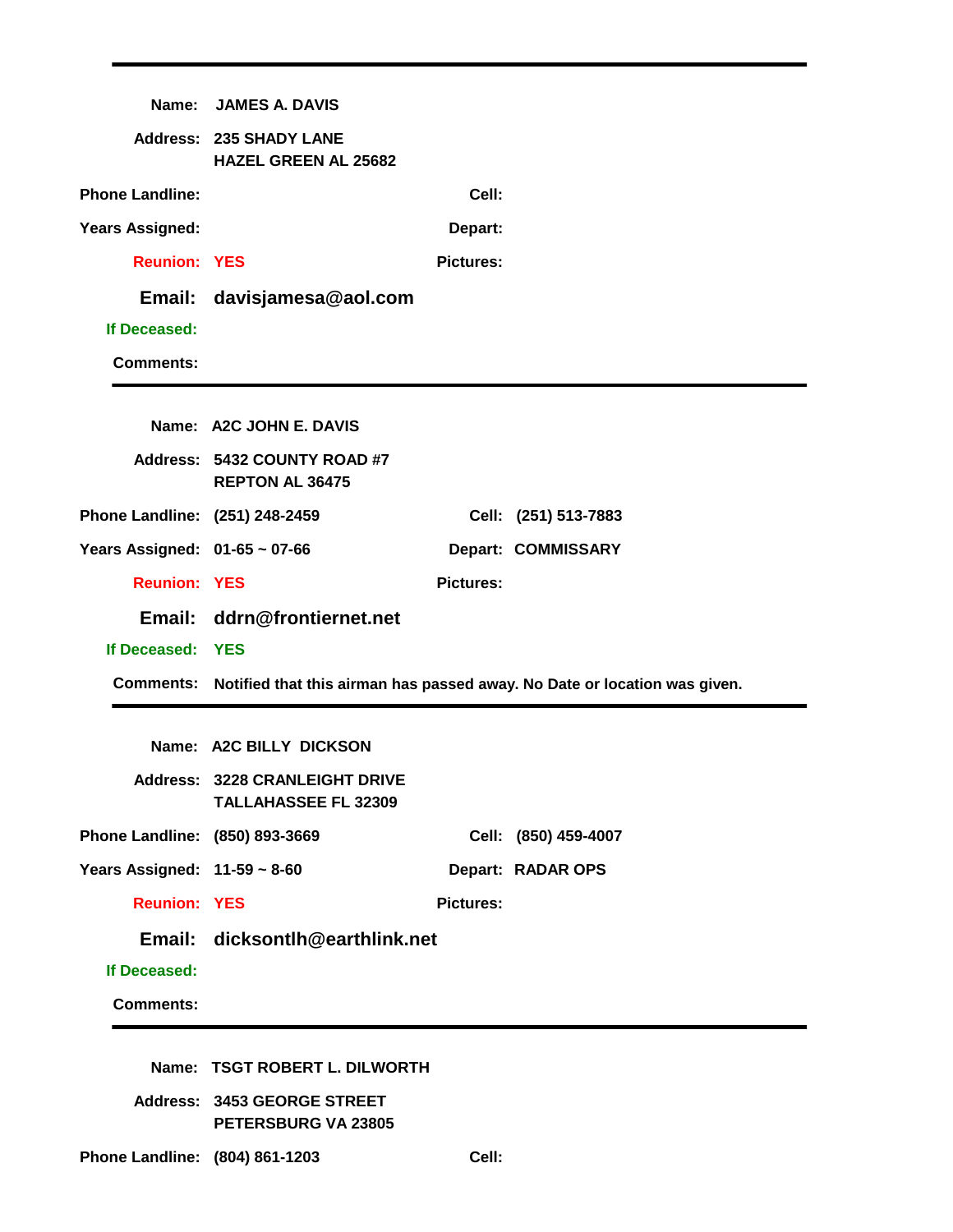---

**Name:** JAMES A. DAVIS

**Address:** 235 SHADY LANE
HAZEL GREEN AL 25682

**Phone Landline:** **Cell:**

**Years Assigned:** **Depart:**

**Reunion:** YES **Pictures:**

**Email:** davisjamesa@aol.com

**If Deceased:**

**Comments:**

---

**Name:** A2C JOHN E. DAVIS

**Address:** 5432 COUNTY ROAD #7
REPTON AL 36475

**Phone Landline:** (251) 248-2459 **Cell:** (251) 513-7883

**Years Assigned:** 01-65 ~ 07-66 **Depart:** COMMISSARY

**Reunion:** YES **Pictures:**

**Email:** ddrn@frontiernet.net

**If Deceased:** YES

**Comments:** Notified that this airman has passed away. No Date or location was given.

---

**Name:** A2C BILLY DICKSON

**Address:** 3228 CRANLEIGHT DRIVE
TALLAHASSEE FL 32309

**Phone Landline:** (850) 893-3669 **Cell:** (850) 459-4007

**Years Assigned:** 11-59 ~ 8-60 **Depart:** RADAR OPS

**Reunion:** YES **Pictures:**

**Email:** dicksontlh@earthlink.net

**If Deceased:**

**Comments:**

---

**Name:** TSGT ROBERT L. DILWORTH

**Address:** 3453 GEORGE STREET
PETERSBURG VA 23805

**Phone Landline:** (804) 861-1203 **Cell:**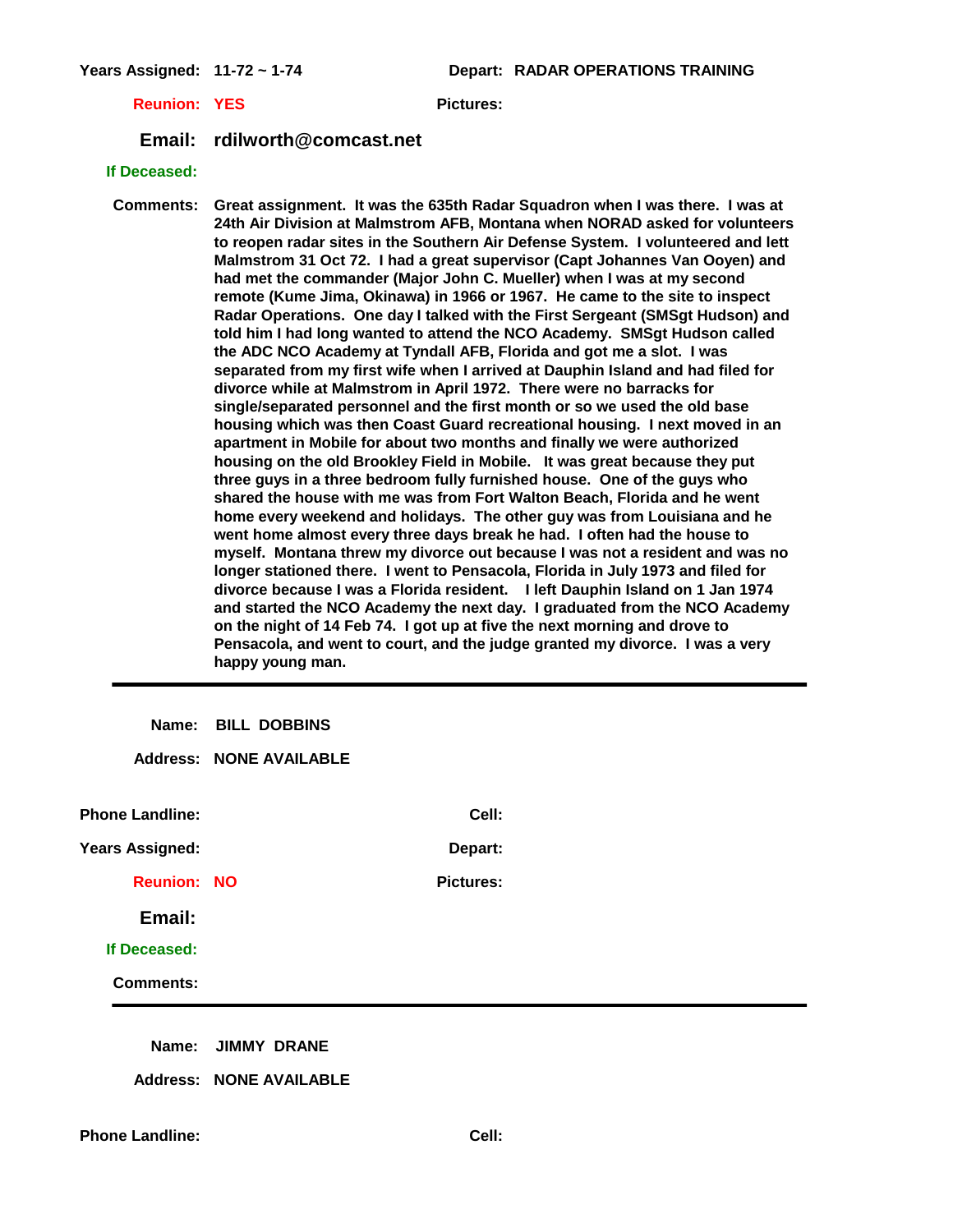**Years Assigned:** 11-72 ~ 1-74 **Depart:** RADAR OPERATIONS TRAINING

**Reunion:** YES **Pictures:**

**Email:** rdilworth@comcast.net

**If Deceased:**

**Comments:** Great assignment. It was the 635th Radar Squadron when I was there. I was at 24th Air Division at Malmstrom AFB, Montana when NORAD asked for volunteers to reopen radar sites in the Southern Air Defense System. I volunteered and lett Malmstrom 31 Oct 72. I had a great supervisor (Capt Johannes Van Ooyen) and had met the commander (Major John C. Mueller) when I was at my second remote (Kume Jima, Okinawa) in 1966 or 1967. He came to the site to inspect Radar Operations. One day I talked with the First Sergeant (SMSgt Hudson) and told him I had long wanted to attend the NCO Academy. SMSgt Hudson called the ADC NCO Academy at Tyndall AFB, Florida and got me a slot. I was separated from my first wife when I arrived at Dauphin Island and had filed for divorce while at Malmstrom in April 1972. There were no barracks for single/separated personnel and the first month or so we used the old base housing which was then Coast Guard recreational housing. I next moved in an apartment in Mobile for about two months and finally we were authorized housing on the old Brookley Field in Mobile. It was great because they put three guys in a three bedroom fully furnished house. One of the guys who shared the house with me was from Fort Walton Beach, Florida and he went home every weekend and holidays. The other guy was from Louisiana and he went home almost every three days break he had. I often had the house to myself. Montana threw my divorce out because I was not a resident and was no longer stationed there. I went to Pensacola, Florida in July 1973 and filed for divorce because I was a Florida resident. I left Dauphin Island on 1 Jan 1974 and started the NCO Academy the next day. I graduated from the NCO Academy on the night of 14 Feb 74. I got up at five the next morning and drove to Pensacola, and went to court, and the judge granted my divorce. I was a very happy young man.

---

**Name:** BILL DOBBINS

**Address:** NONE AVAILABLE

**Phone Landline:** **Cell:**

**Years Assigned:** **Depart:**

**Reunion:** NO **Pictures:**

**Email:**

**If Deceased:**

**Comments:**

---

**Name:** JIMMY DRANE

**Address:** NONE AVAILABLE

**Phone Landline:** **Cell:**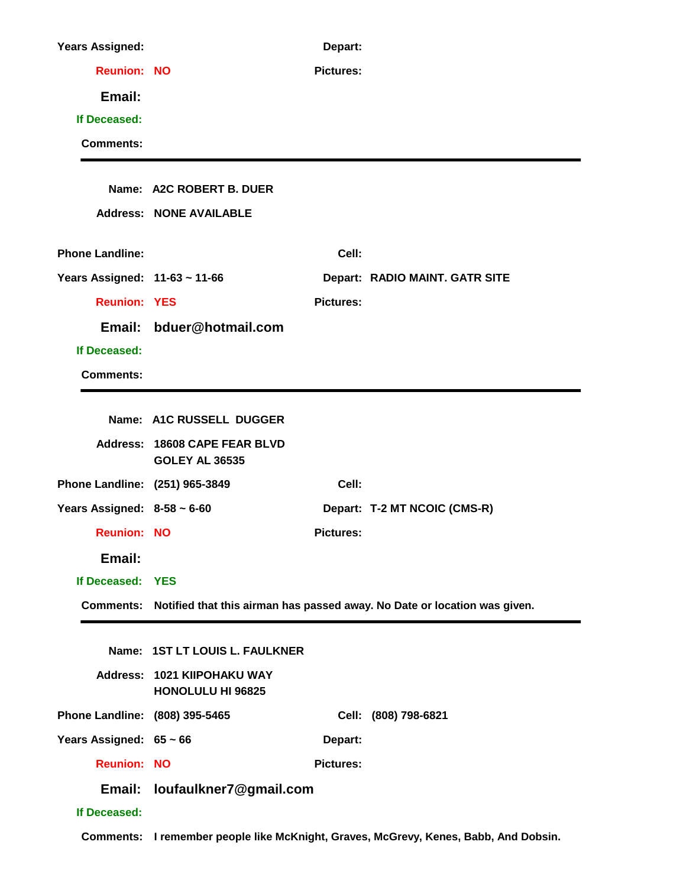**Years Assigned:** **Depart:**

**Reunion:** NO **Pictures:**

**Email:**

**If Deceased:**

**Comments:**

---

**Name:** A2C ROBERT B. DUER

**Address:** NONE AVAILABLE

**Phone Landline:** **Cell:**

**Years Assigned:** 11-63 ~ 11-66 **Depart:** RADIO MAINT. GATR SITE

**Reunion:** YES **Pictures:**

**Email:** bduer@hotmail.com

**If Deceased:**

**Comments:**

---

**Name:** A1C RUSSELL DUGGER

**Address:** 18608 CAPE FEAR BLVD
GOLEY AL 36535

**Phone Landline:** (251) 965-3849 **Cell:**

**Years Assigned:** 8-58 ~ 6-60 **Depart:** T-2 MT NCOIC (CMS-R)

**Reunion:** NO **Pictures:**

**Email:**

**If Deceased:** YES

**Comments:** Notified that this airman has passed away. No Date or location was given.

---

**Name:** 1ST LT LOUIS L. FAULKNER

**Address:** 1021 KIIPOHAKU WAY
HONOLULU HI 96825

**Phone Landline:** (808) 395-5465 **Cell:** (808) 798-6821

**Years Assigned:** 65 ~ 66 **Depart:**

**Reunion:** NO **Pictures:**

**Email:** loufaulkner7@gmail.com

**If Deceased:**

**Comments:** I remember people like McKnight, Graves, McGrevy, Kenes, Babb, And Dobsin.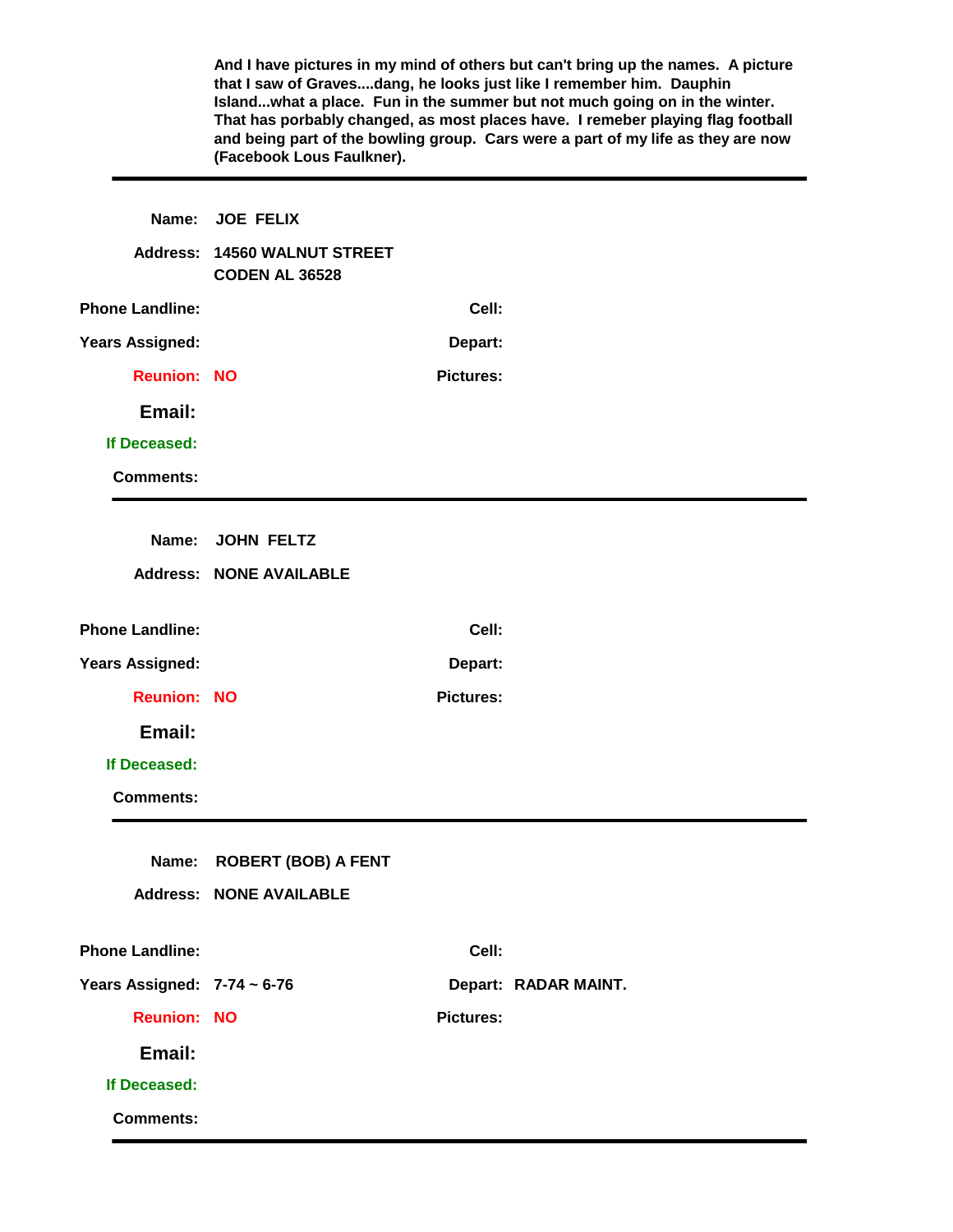**And I have pictures in my mind of others but can't bring up the names. A picture that I saw of Graves....dang, he looks just like I remember him. Dauphin Island...what a place. Fun in the summer but not much going on in the winter. That has porbably changed, as most places have. I remeber playing flag football and being part of the bowling group. Cars were a part of my life as they are now (Facebook Lous Faulkner).**

---

**Name:** JOE FELIX

**Address:** 14560 WALNUT STREET
CODEN AL 36528

**Phone Landline:** | **Cell:**

**Years Assigned:** | **Depart:**

**Reunion:** NO | **Pictures:**

**Email:**

**If Deceased:**

**Comments:**

---

**Name:** JOHN FELTZ

**Address:** NONE AVAILABLE

**Phone Landline:** | **Cell:**

**Years Assigned:** | **Depart:**

**Reunion:** NO | **Pictures:**

**Email:**

**If Deceased:**

**Comments:**

---

**Name:** ROBERT (BOB) A FENT

**Address:** NONE AVAILABLE

**Phone Landline:** | **Cell:**

**Years Assigned:** 7-74 ~ 6-76 | **Depart:** RADAR MAINT.

**Reunion:** NO | **Pictures:**

**Email:**

**If Deceased:**

**Comments:**

---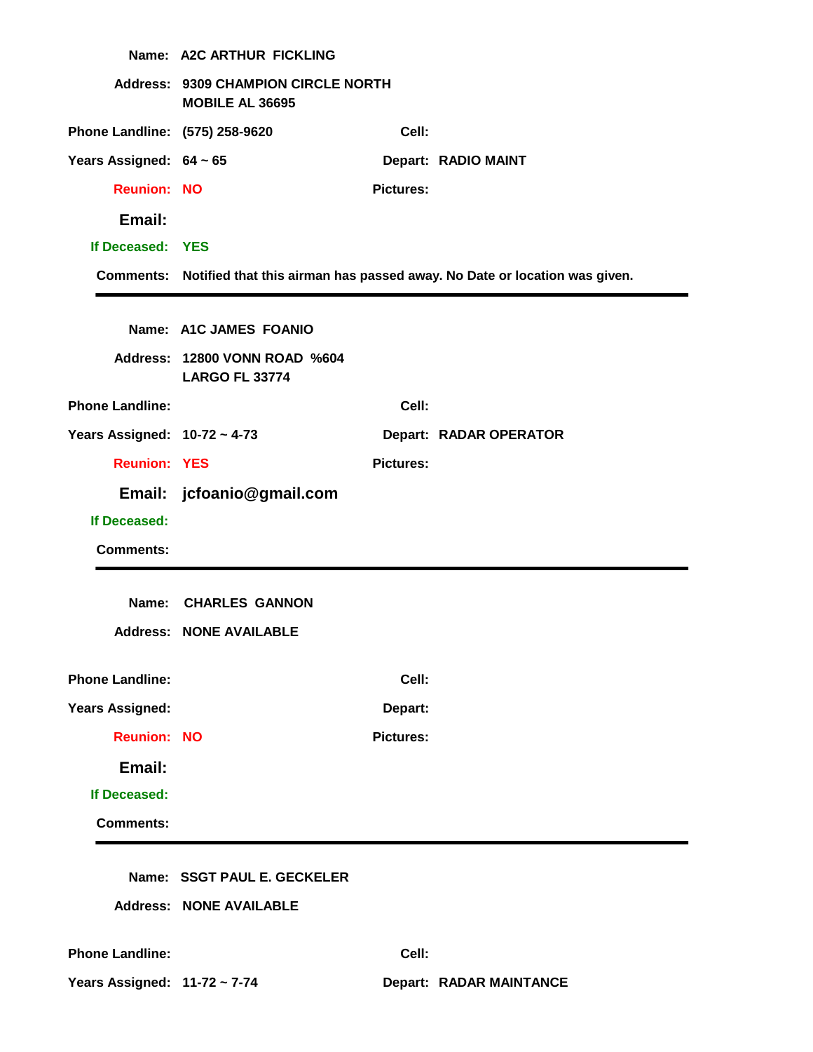**Name:** A2C ARTHUR FICKLING

**Address:** 9309 CHAMPION CIRCLE NORTH
MOBILE AL 36695

**Phone Landline:** (575) 258-9620 **Cell:**

**Years Assigned:** 64 ~ 65 **Depart:** RADIO MAINT

**Reunion:** NO **Pictures:**

**Email:**

**If Deceased:** YES

**Comments:** Notified that this airman has passed away. No Date or location was given.

---

**Name:** A1C JAMES FOANIO

**Address:** 12800 VONN ROAD %604
LARGO FL 33774

**Phone Landline:** **Cell:**

**Years Assigned:** 10-72 ~ 4-73 **Depart:** RADAR OPERATOR

**Reunion:** YES **Pictures:**

**Email:** jcfoanio@gmail.com

**If Deceased:**

**Comments:**

---

**Name:** CHARLES GANNON

**Address:** NONE AVAILABLE

**Phone Landline:** **Cell:**

**Years Assigned:** **Depart:**

**Reunion:** NO **Pictures:**

**Email:**

**If Deceased:**

**Comments:**

---

**Name:** SSGT PAUL E. GECKELER

**Address:** NONE AVAILABLE

**Phone Landline:** **Cell:**

**Years Assigned:** 11-72 ~ 7-74 **Depart:** RADAR MAINTANCE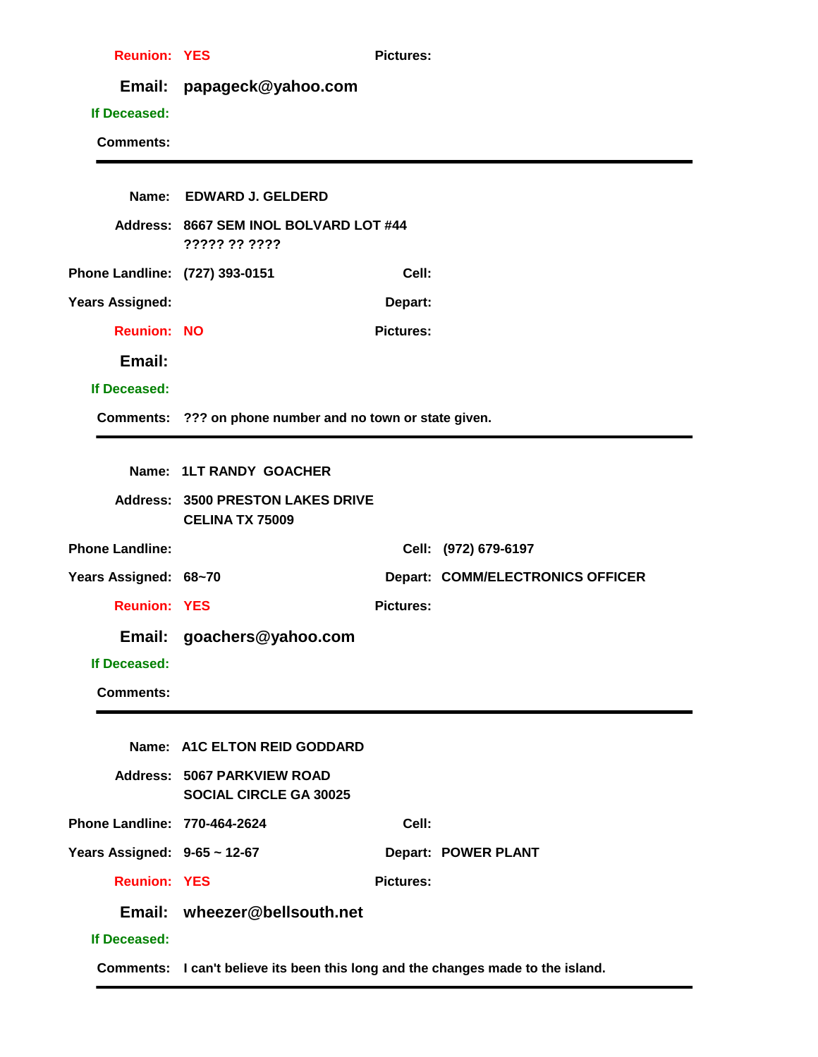**Reunion:** YES  **Pictures:**

**Email:** papageck@yahoo.com

**If Deceased:**

**Comments:**

---

**Name:** EDWARD J. GELDERD

**Address:** 8667 SEM INOL BOLVARD LOT #44
????? ?? ????

**Phone Landline:** (727) 393-0151  **Cell:**

**Years Assigned:**  **Depart:**

**Reunion:** NO  **Pictures:**

**Email:**

**If Deceased:**

**Comments:** ??? on phone number and no town or state given.

---

**Name:** 1LT RANDY GOACHER

**Address:** 3500 PRESTON LAKES DRIVE
CELINA TX 75009

**Phone Landline:**  **Cell:** (972) 679-6197

**Years Assigned:** 68~70  **Depart:** COMM/ELECTRONICS OFFICER

**Reunion:** YES  **Pictures:**

**Email:** goachers@yahoo.com

**If Deceased:**

**Comments:**

---

**Name:** A1C ELTON REID GODDARD

**Address:** 5067 PARKVIEW ROAD
SOCIAL CIRCLE GA 30025

**Phone Landline:** 770-464-2624  **Cell:**

**Years Assigned:** 9-65 ~ 12-67  **Depart:** POWER PLANT

**Reunion:** YES  **Pictures:**

**Email:** wheezer@bellsouth.net

**If Deceased:**

**Comments:** I can't believe its been this long and the changes made to the island.

---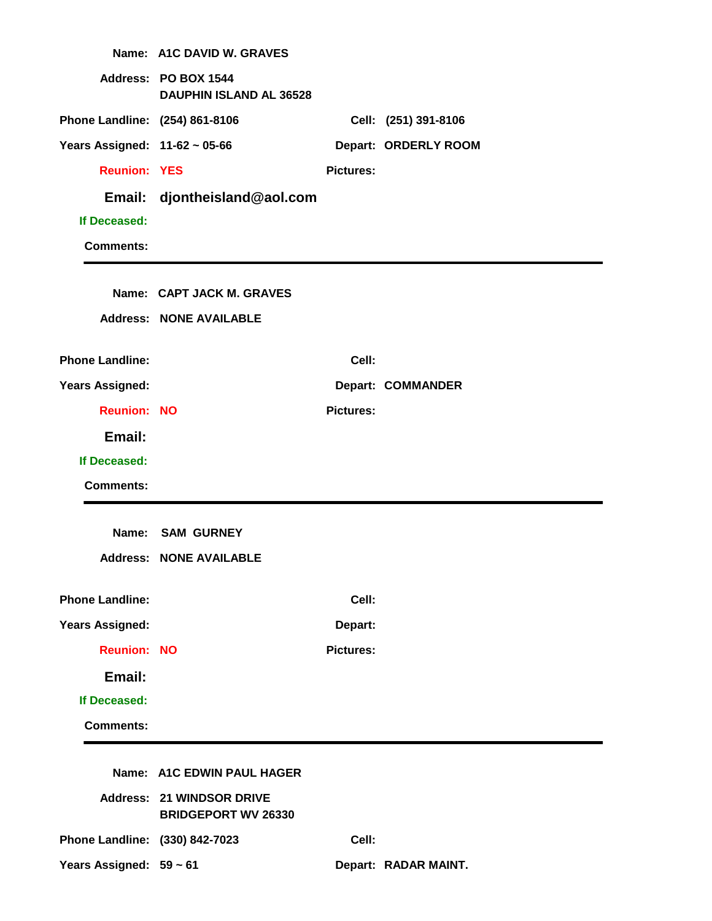**Name:** A1C DAVID W. GRAVES

**Address:** PO BOX 1544
DAUPHIN ISLAND AL 36528

**Phone Landline:** (254) 861-8106 **Cell:** (251) 391-8106

**Years Assigned:** 11-62 ~ 05-66 **Depart:** ORDERLY ROOM

**Reunion:** YES **Pictures:**

**Email:** djontheisland@aol.com

**If Deceased:**

**Comments:**

---

**Name:** CAPT JACK M. GRAVES

**Address:** NONE AVAILABLE

**Phone Landline:** **Cell:**

**Years Assigned:** **Depart:** COMMANDER

**Reunion:** NO **Pictures:**

**Email:**

**If Deceased:**

**Comments:**

---

**Name:** SAM GURNEY

**Address:** NONE AVAILABLE

**Phone Landline:** **Cell:**

**Years Assigned:** **Depart:**

**Reunion:** NO **Pictures:**

**Email:**

**If Deceased:**

**Comments:**

---

**Name:** A1C EDWIN PAUL HAGER

**Address:** 21 WINDSOR DRIVE
BRIDGEPORT WV 26330

**Phone Landline:** (330) 842-7023 **Cell:**

**Years Assigned:** 59 ~ 61 **Depart:** RADAR MAINT.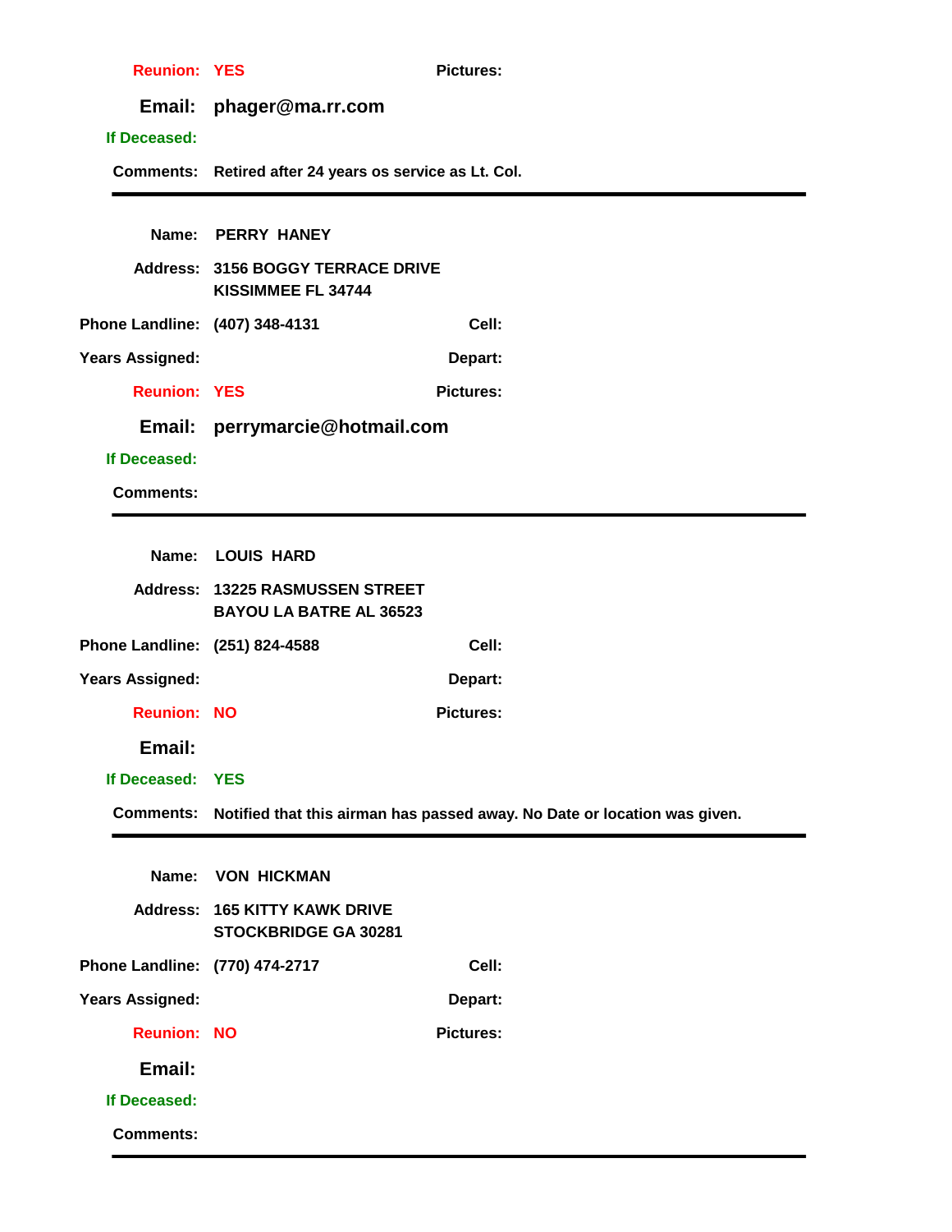**Reunion:** YES **Pictures:**

**Email:** phager@ma.rr.com

**If Deceased:**

**Comments:** Retired after 24 years os service as Lt. Col.

---

**Name:** PERRY HANEY

**Address:** 3156 BOGGY TERRACE DRIVE
KISSIMMEE FL 34744

**Phone Landline:** (407) 348-4131 **Cell:**

**Years Assigned:** **Depart:**

**Reunion:** YES **Pictures:**

**Email:** perrymarcie@hotmail.com

**If Deceased:**

**Comments:**

---

**Name:** LOUIS HARD

**Address:** 13225 RASMUSSEN STREET
BAYOU LA BATRE AL 36523

**Phone Landline:** (251) 824-4588 **Cell:**

**Years Assigned:** **Depart:**

**Reunion:** NO **Pictures:**

**Email:**

**If Deceased:** YES

**Comments:** Notified that this airman has passed away. No Date or location was given.

---

**Name:** VON HICKMAN

**Address:** 165 KITTY KAWK DRIVE
STOCKBRIDGE GA 30281

**Phone Landline:** (770) 474-2717 **Cell:**

**Years Assigned:** **Depart:**

**Reunion:** NO **Pictures:**

**Email:**

**If Deceased:**

**Comments:**

---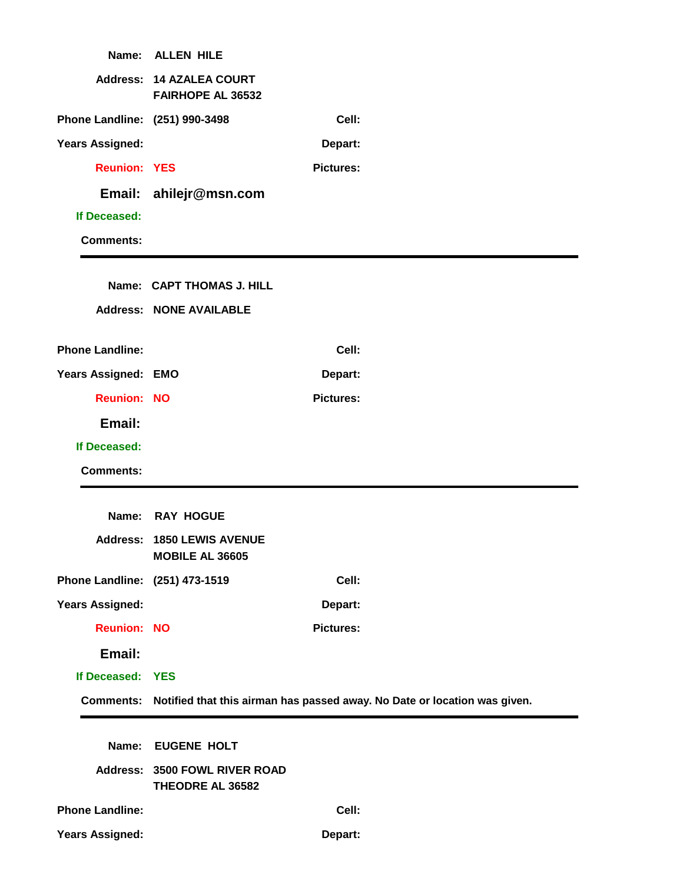**Name:** ALLEN HILE

**Address:** 14 AZALEA COURT
FAIRHOPE AL 36532

**Phone Landline:** (251) 990-3498 **Cell:**

**Years Assigned:** **Depart:**

**Reunion:** YES **Pictures:**

**Email:** ahilejr@msn.com

**If Deceased:**

**Comments:**

---

**Name:** CAPT THOMAS J. HILL

**Address:** NONE AVAILABLE

**Phone Landline:** **Cell:**

**Years Assigned:** EMO **Depart:**

**Reunion:** NO **Pictures:**

**Email:**

**If Deceased:**

**Comments:**

---

**Name:** RAY HOGUE

**Address:** 1850 LEWIS AVENUE
MOBILE AL 36605

**Phone Landline:** (251) 473-1519 **Cell:**

**Years Assigned:** **Depart:**

**Reunion:** NO **Pictures:**

**Email:**

**If Deceased:** YES

**Comments:** Notified that this airman has passed away. No Date or location was given.

---

**Name:** EUGENE HOLT

**Address:** 3500 FOWL RIVER ROAD
THEODRE AL 36582

**Phone Landline:** **Cell:**

**Years Assigned:** **Depart:**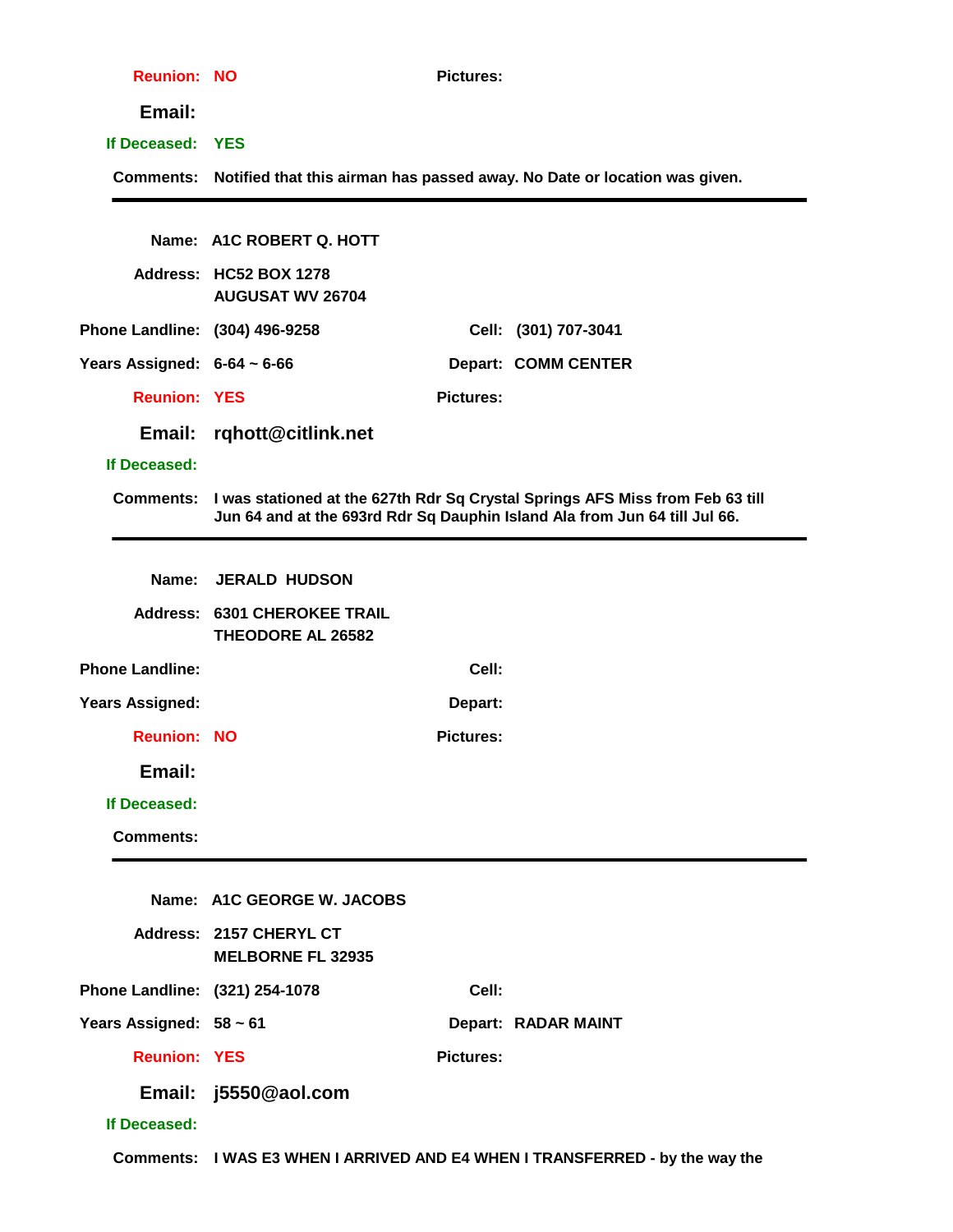**Reunion:** NO **Pictures:**

**Email:**

**If Deceased:** YES

**Comments:** Notified that this airman has passed away. No Date or location was given.

---

**Name:** A1C ROBERT Q. HOTT

**Address:** HC52 BOX 1278
AUGUSAT WV 26704

**Phone Landline:** (304) 496-9258 **Cell:** (301) 707-3041

**Years Assigned:** 6-64 ~ 6-66 **Depart:** COMM CENTER

**Reunion:** YES **Pictures:**

**Email:** rqhott@citlink.net

**If Deceased:**

**Comments:** I was stationed at the 627th Rdr Sq Crystal Springs AFS Miss from Feb 63 till Jun 64 and at the 693rd Rdr Sq Dauphin Island Ala from Jun 64 till Jul 66.

---

**Name:** JERALD HUDSON

**Address:** 6301 CHEROKEE TRAIL
THEODORE AL 26582

**Phone Landline:** **Cell:**

**Years Assigned:** **Depart:**

**Reunion:** NO **Pictures:**

**Email:**

**If Deceased:**

**Comments:**

---

**Name:** A1C GEORGE W. JACOBS

**Address:** 2157 CHERYL CT
MELBORNE FL 32935

**Phone Landline:** (321) 254-1078 **Cell:**

**Years Assigned:** 58 ~ 61 **Depart:** RADAR MAINT

**Reunion:** YES **Pictures:**

**Email:** j5550@aol.com

**If Deceased:**

**Comments:** I WAS E3 WHEN I ARRIVED AND E4 WHEN I TRANSFERRED - by the way the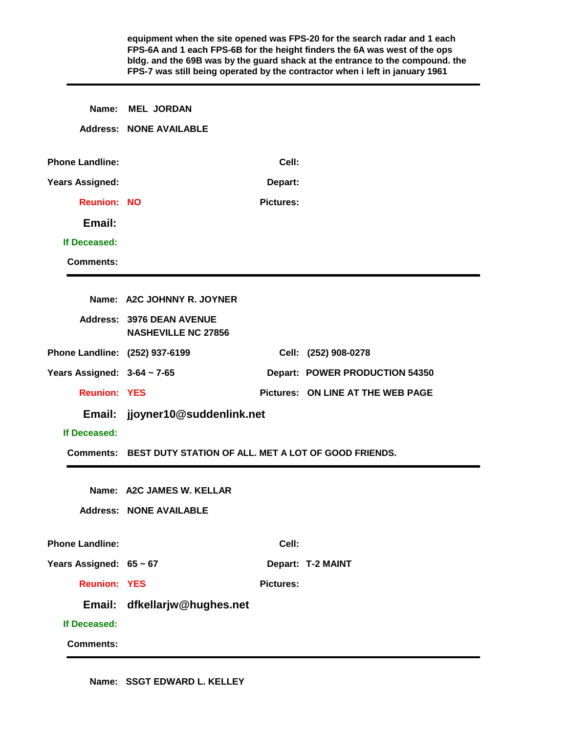**equipment when the site opened was FPS-20 for the search radar and 1 each FPS-6A and 1 each FPS-6B for the height finders the 6A was west of the ops bldg. and the 69B was by the guard shack at the entrance to the compound. the FPS-7 was still being operated by the contractor when i left in january 1961**

---

**Name:** MEL JORDAN

**Address:** NONE AVAILABLE

**Phone Landline:** | **Cell:**

**Years Assigned:** | **Depart:**

**Reunion:** NO | **Pictures:**

**Email:**

**If Deceased:**

**Comments:**

---

**Name:** A2C JOHNNY R. JOYNER

**Address:** 3976 DEAN AVENUE
NASHEVILLE NC 27856

**Phone Landline:** (252) 937-6199 | **Cell:** (252) 908-0278

**Years Assigned:** 3-64 ~ 7-65 | **Depart:** POWER PRODUCTION 54350

**Reunion:** YES | **Pictures:** ON LINE AT THE WEB PAGE

**Email:** jjoyner10@suddenlink.net

**If Deceased:**

**Comments:** BEST DUTY STATION OF ALL. MET A LOT OF GOOD FRIENDS.

---

**Name:** A2C JAMES W. KELLAR

**Address:** NONE AVAILABLE

**Phone Landline:** | **Cell:**

**Years Assigned:** 65 ~ 67 | **Depart:** T-2 MAINT

**Reunion:** YES | **Pictures:**

**Email:** dfkellarjw@hughes.net

**If Deceased:**

**Comments:**

---

**Name:** SSGT EDWARD L. KELLEY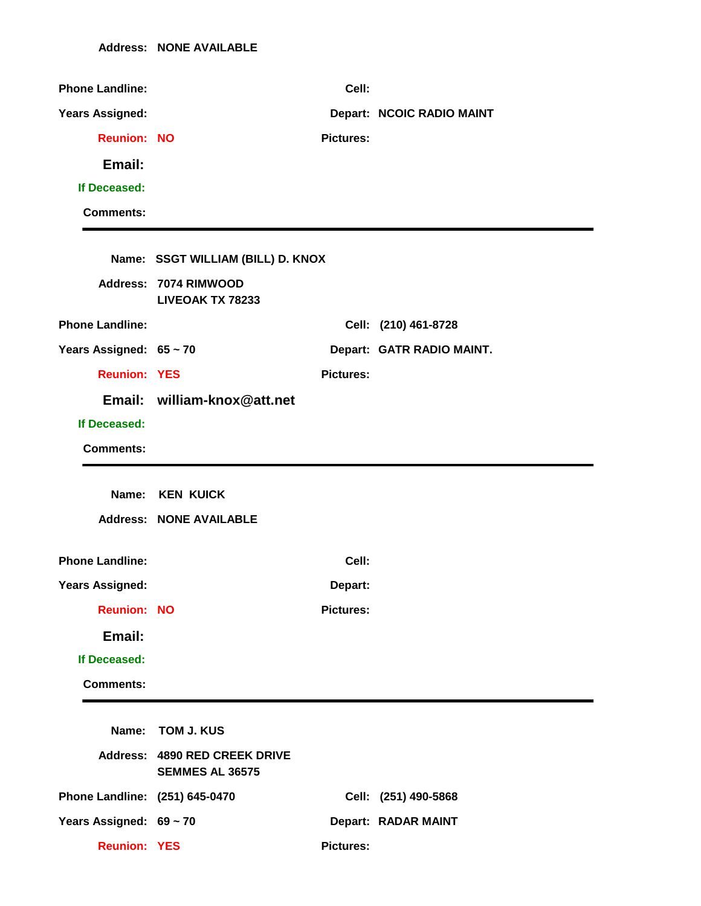**Address:** NONE AVAILABLE

**Phone Landline:** **Cell:**

**Years Assigned:** **Depart:** NCOIC RADIO MAINT

**Reunion:** NO **Pictures:**

**Email:**

**If Deceased:**

**Comments:**

---

**Name:** SSGT WILLIAM (BILL) D. KNOX

**Address:** 7074 RIMWOOD
LIVEOAK TX 78233

**Phone Landline:** **Cell:** (210) 461-8728

**Years Assigned:** 65 ~ 70 **Depart:** GATR RADIO MAINT.

**Reunion:** YES **Pictures:**

**Email:** william-knox@att.net

**If Deceased:**

**Comments:**

---

**Name:** KEN KUICK

**Address:** NONE AVAILABLE

**Phone Landline:** **Cell:**

**Years Assigned:** **Depart:**

**Reunion:** NO **Pictures:**

**Email:**

**If Deceased:**

**Comments:**

---

**Name:** TOM J. KUS

**Address:** 4890 RED CREEK DRIVE
SEMMES AL 36575

**Phone Landline:** (251) 645-0470 **Cell:** (251) 490-5868

**Years Assigned:** 69 ~ 70 **Depart:** RADAR MAINT

**Reunion:** YES **Pictures:**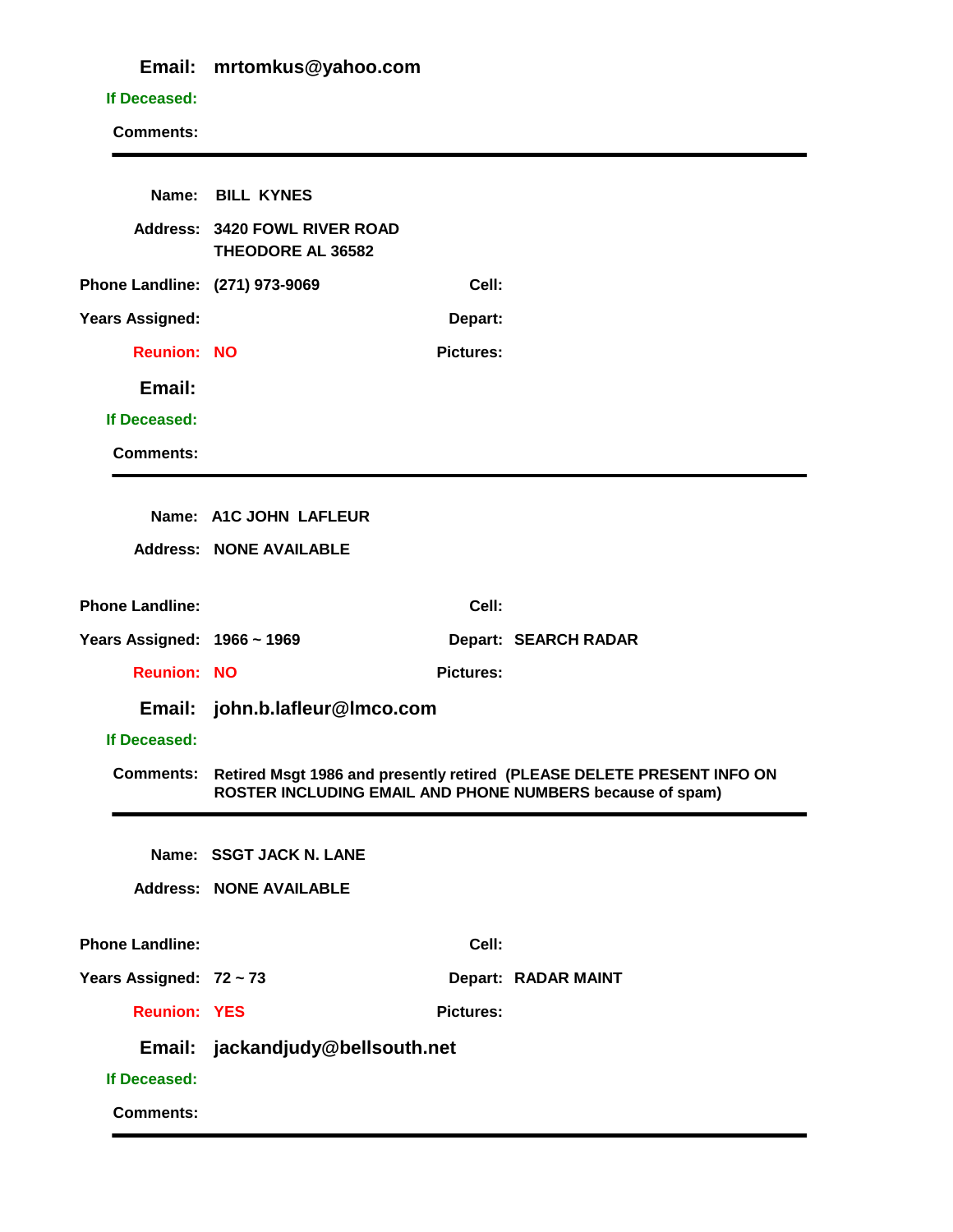**Email:** mrtomkus@yahoo.com

**If Deceased:**

**Comments:**

---

**Name:** BILL KYNES

**Address:** 3420 FOWL RIVER ROAD
THEODORE AL 36582

**Phone Landline:** (271) 973-9069 **Cell:**

**Years Assigned:** **Depart:**

**Reunion:** NO **Pictures:**

**Email:**

**If Deceased:**

**Comments:**

---

**Name:** A1C JOHN LAFLEUR

**Address:** NONE AVAILABLE

**Phone Landline:** **Cell:**

**Years Assigned:** 1966 ~ 1969 **Depart:** SEARCH RADAR

**Reunion:** NO **Pictures:**

**Email:** john.b.lafleur@lmco.com

**If Deceased:**

**Comments:** Retired Msgt 1986 and presently retired (PLEASE DELETE PRESENT INFO ON ROSTER INCLUDING EMAIL AND PHONE NUMBERS because of spam)

---

**Name:** SSGT JACK N. LANE

**Address:** NONE AVAILABLE

**Phone Landline:** **Cell:**

**Years Assigned:** 72 ~ 73 **Depart:** RADAR MAINT

**Reunion:** YES **Pictures:**

**Email:** jackandjudy@bellsouth.net

**If Deceased:**

**Comments:**

---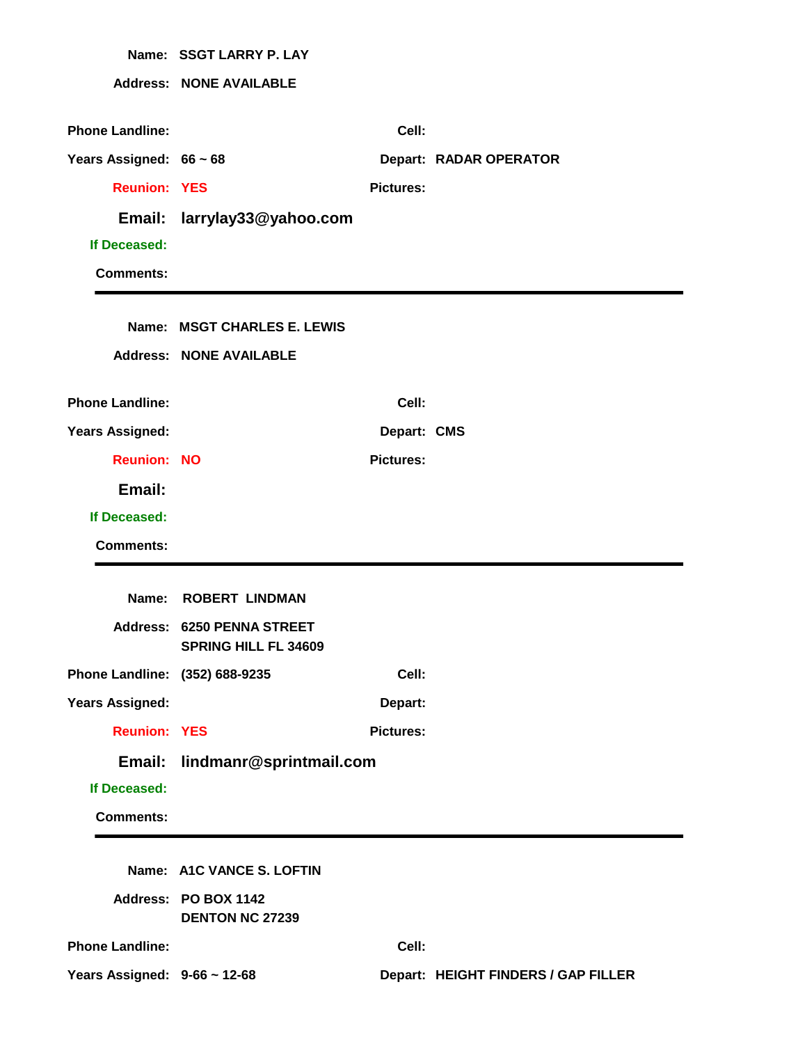**Name:** SSGT LARRY P. LAY

**Address:** NONE AVAILABLE

**Phone Landline:** 　　**Cell:**

**Years Assigned:** 66 ~ 68　　**Depart:** RADAR OPERATOR

**Reunion:** YES　　**Pictures:**

**Email:** larrylay33@yahoo.com

**If Deceased:**

**Comments:**

---

**Name:** MSGT CHARLES E. LEWIS

**Address:** NONE AVAILABLE

**Phone Landline:** 　　**Cell:**

**Years Assigned:** 　　**Depart:** CMS

**Reunion:** NO　　**Pictures:**

**Email:**

**If Deceased:**

**Comments:**

---

**Name:** ROBERT LINDMAN

**Address:** 6250 PENNA STREET
SPRING HILL FL 34609

**Phone Landline:** (352) 688-9235　　**Cell:**

**Years Assigned:** 　　**Depart:**

**Reunion:** YES　　**Pictures:**

**Email:** lindmanr@sprintmail.com

**If Deceased:**

**Comments:**

---

**Name:** A1C VANCE S. LOFTIN

**Address:** PO BOX 1142
DENTON NC 27239

**Phone Landline:** 　　**Cell:**

**Years Assigned:** 9-66 ~ 12-68　　**Depart:** HEIGHT FINDERS / GAP FILLER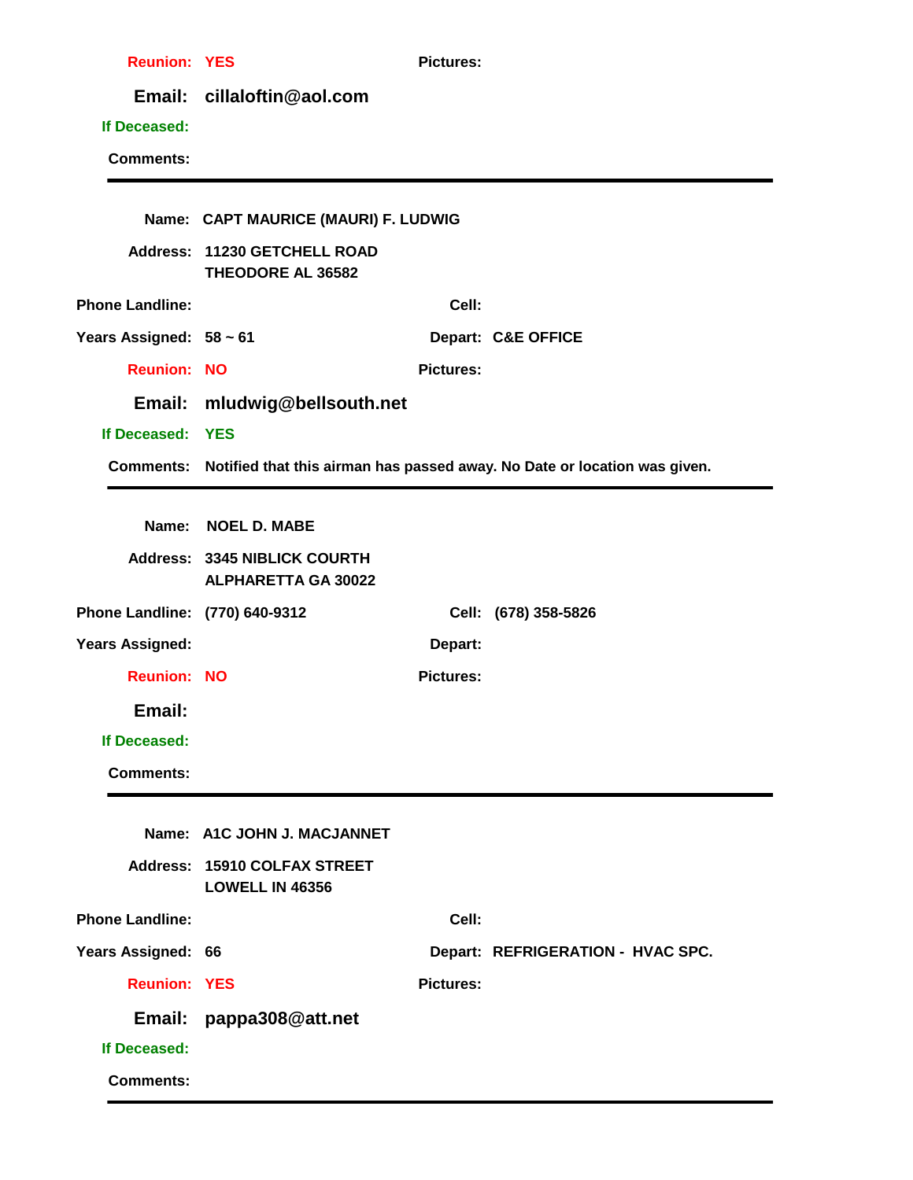**Reunion:** YES **Pictures:**

**Email:** cillaloftin@aol.com

**If Deceased:**

**Comments:**

---

**Name:** CAPT MAURICE (MAURI) F. LUDWIG

**Address:** 11230 GETCHELL ROAD
THEODORE AL 36582

**Phone Landline:** **Cell:**

**Years Assigned:** 58 ~ 61 **Depart:** C&E OFFICE

**Reunion:** NO **Pictures:**

**Email:** mludwig@bellsouth.net

**If Deceased:** YES

**Comments:** Notified that this airman has passed away. No Date or location was given.

---

**Name:** NOEL D. MABE

**Address:** 3345 NIBLICK COURTH
ALPHARETTA GA 30022

**Phone Landline:** (770) 640-9312 **Cell:** (678) 358-5826

**Years Assigned:** **Depart:**

**Reunion:** NO **Pictures:**

**Email:**

**If Deceased:**

**Comments:**

---

**Name:** A1C JOHN J. MACJANNET

**Address:** 15910 COLFAX STREET
LOWELL IN 46356

**Phone Landline:** **Cell:**

**Years Assigned:** 66 **Depart:** REFRIGERATION - HVAC SPC.

**Reunion:** YES **Pictures:**

**Email:** pappa308@att.net

**If Deceased:**

**Comments:**

---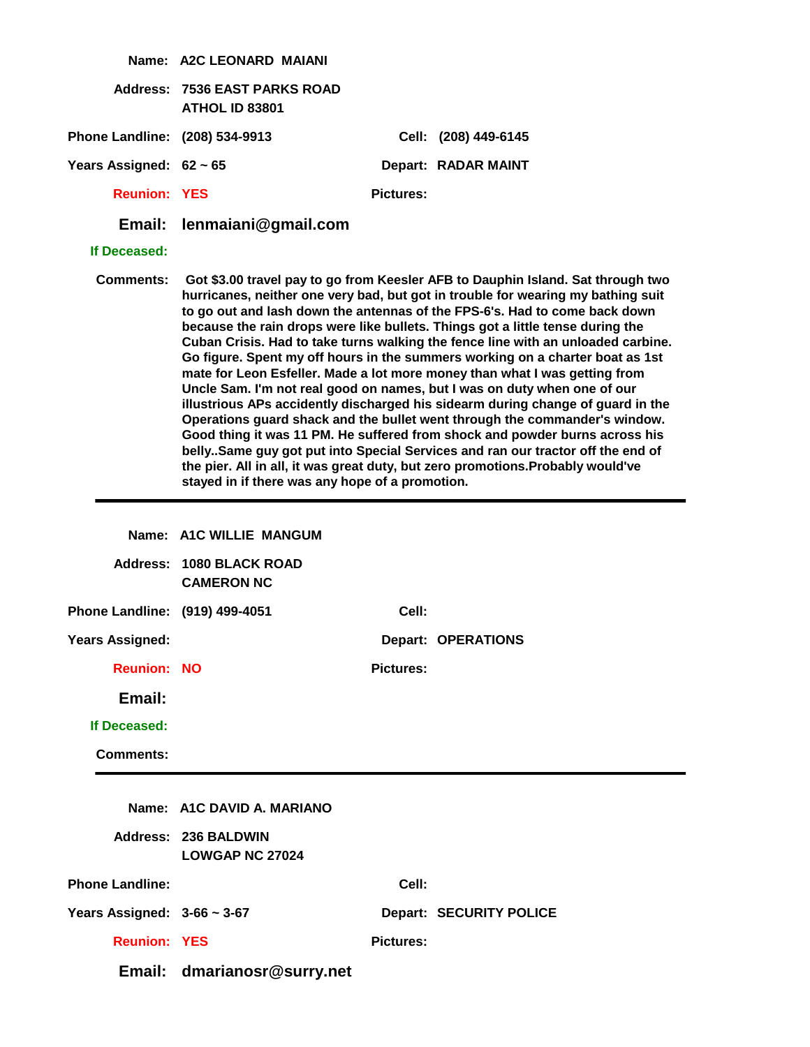**Name:** A2C LEONARD MAIANI

**Address:** 7536 EAST PARKS ROAD
ATHOL ID 83801

**Phone Landline:** (208) 534-9913 **Cell:** (208) 449-6145

**Years Assigned:** 62 ~ 65 **Depart:** RADAR MAINT

**Reunion:** YES **Pictures:**

**Email:** lenmaiani@gmail.com

**If Deceased:**

**Comments:** Got $3.00 travel pay to go from Keesler AFB to Dauphin Island. Sat through two hurricanes, neither one very bad, but got in trouble for wearing my bathing suit to go out and lash down the antennas of the FPS-6's. Had to come back down because the rain drops were like bullets. Things got a little tense during the Cuban Crisis. Had to take turns walking the fence line with an unloaded carbine. Go figure. Spent my off hours in the summers working on a charter boat as 1st mate for Leon Esfeller. Made a lot more money than what I was getting from Uncle Sam. I'm not real good on names, but I was on duty when one of our illustrious APs accidently discharged his sidearm during change of guard in the Operations guard shack and the bullet went through the commander's window. Good thing it was 11 PM. He suffered from shock and powder burns across his belly..Same guy got put into Special Services and ran our tractor off the end of the pier. All in all, it was great duty, but zero promotions.Probably would've stayed in if there was any hope of a promotion.

---

**Name:** A1C WILLIE MANGUM

**Address:** 1080 BLACK ROAD
CAMERON NC

**Phone Landline:** (919) 499-4051 **Cell:**

**Years Assigned:** **Depart:** OPERATIONS

**Reunion:** NO **Pictures:**

**Email:**

**If Deceased:**

**Comments:**

---

**Name:** A1C DAVID A. MARIANO

**Address:** 236 BALDWIN
LOWGAP NC 27024

**Phone Landline:** **Cell:**

**Years Assigned:** 3-66 ~ 3-67 **Depart:** SECURITY POLICE

**Reunion:** YES **Pictures:**

**Email:** dmarianosr@surry.net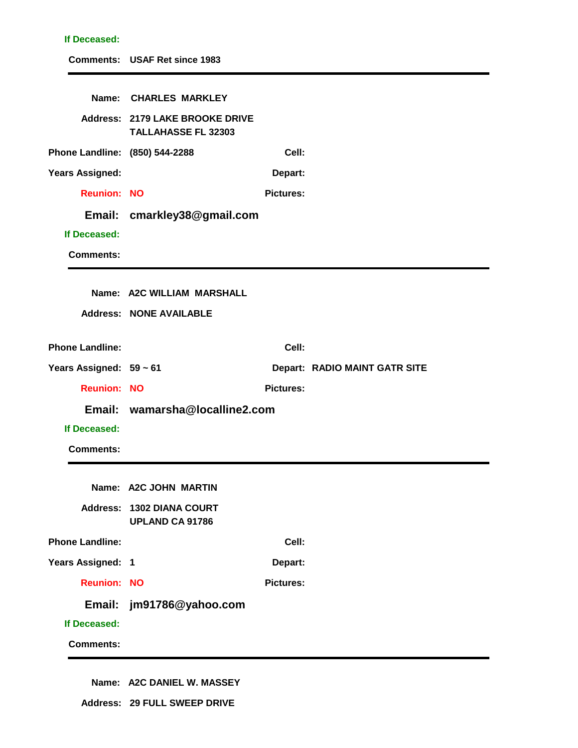**If Deceased:**

**Comments:** USAF Ret since 1983

---

**Name:** CHARLES MARKLEY

**Address:** 2179 LAKE BROOKE DRIVE
TALLAHASSE FL 32303

**Phone Landline:** (850) 544-2288 **Cell:**

**Years Assigned:** **Depart:**

**Reunion:** NO **Pictures:**

**Email:** cmarkley38@gmail.com

**If Deceased:**

**Comments:**

---

**Name:** A2C WILLIAM MARSHALL

**Address:** NONE AVAILABLE

**Phone Landline:** **Cell:**

**Years Assigned:** 59 ~ 61 **Depart:** RADIO MAINT GATR SITE

**Reunion:** NO **Pictures:**

**Email:** wamarsha@localline2.com

**If Deceased:**

**Comments:**

---

**Name:** A2C JOHN MARTIN

**Address:** 1302 DIANA COURT
UPLAND CA 91786

**Phone Landline:** **Cell:**

**Years Assigned:** 1 **Depart:**

**Reunion:** NO **Pictures:**

**Email:** jm91786@yahoo.com

**If Deceased:**

**Comments:**

---

**Name:** A2C DANIEL W. MASSEY

**Address:** 29 FULL SWEEP DRIVE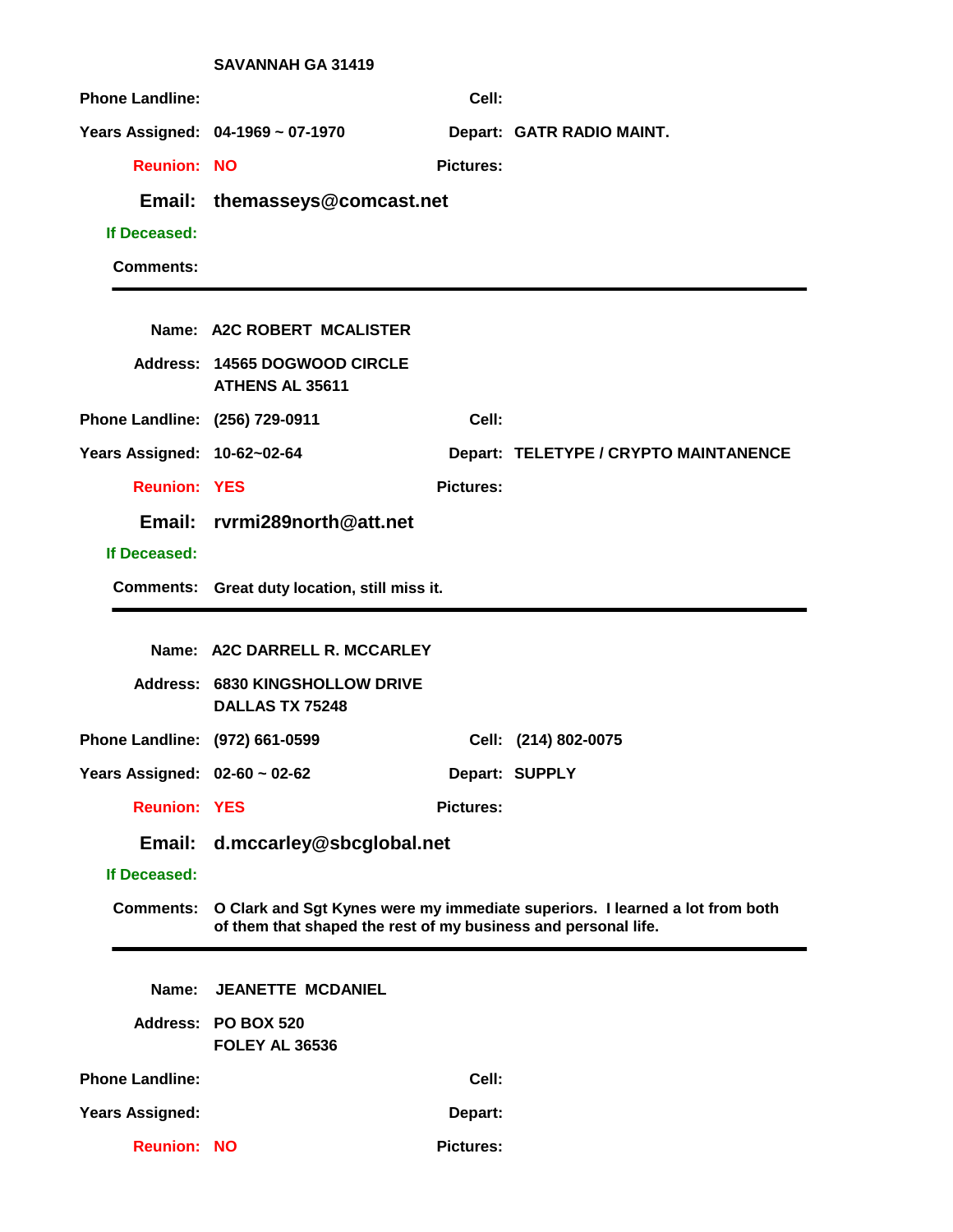SAVANNAH GA 31419

**Phone Landline:** **Cell:**

**Years Assigned:** 04-1969 ~ 07-1970 **Depart:** GATR RADIO MAINT.

**Reunion:** NO **Pictures:**

**Email:** themasseys@comcast.net

**If Deceased:**

**Comments:**

---

**Name:** A2C ROBERT MCALISTER

**Address:** 14565 DOGWOOD CIRCLE
ATHENS AL 35611

**Phone Landline:** (256) 729-0911 **Cell:**

**Years Assigned:** 10-62~02-64 **Depart:** TELETYPE / CRYPTO MAINTANENCE

**Reunion:** YES **Pictures:**

**Email:** rvrmi289north@att.net

**If Deceased:**

**Comments:** Great duty location, still miss it.

---

**Name:** A2C DARRELL R. MCCARLEY

**Address:** 6830 KINGSHOLLOW DRIVE
DALLAS TX 75248

**Phone Landline:** (972) 661-0599 **Cell:** (214) 802-0075

**Years Assigned:** 02-60 ~ 02-62 **Depart:** SUPPLY

**Reunion:** YES **Pictures:**

**Email:** d.mccarley@sbcglobal.net

**If Deceased:**

**Comments:** O Clark and Sgt Kynes were my immediate superiors. I learned a lot from both of them that shaped the rest of my business and personal life.

---

**Name:** JEANETTE MCDANIEL

**Address:** PO BOX 520
FOLEY AL 36536

**Phone Landline:** **Cell:**

**Years Assigned:** **Depart:**

**Reunion:** NO **Pictures:**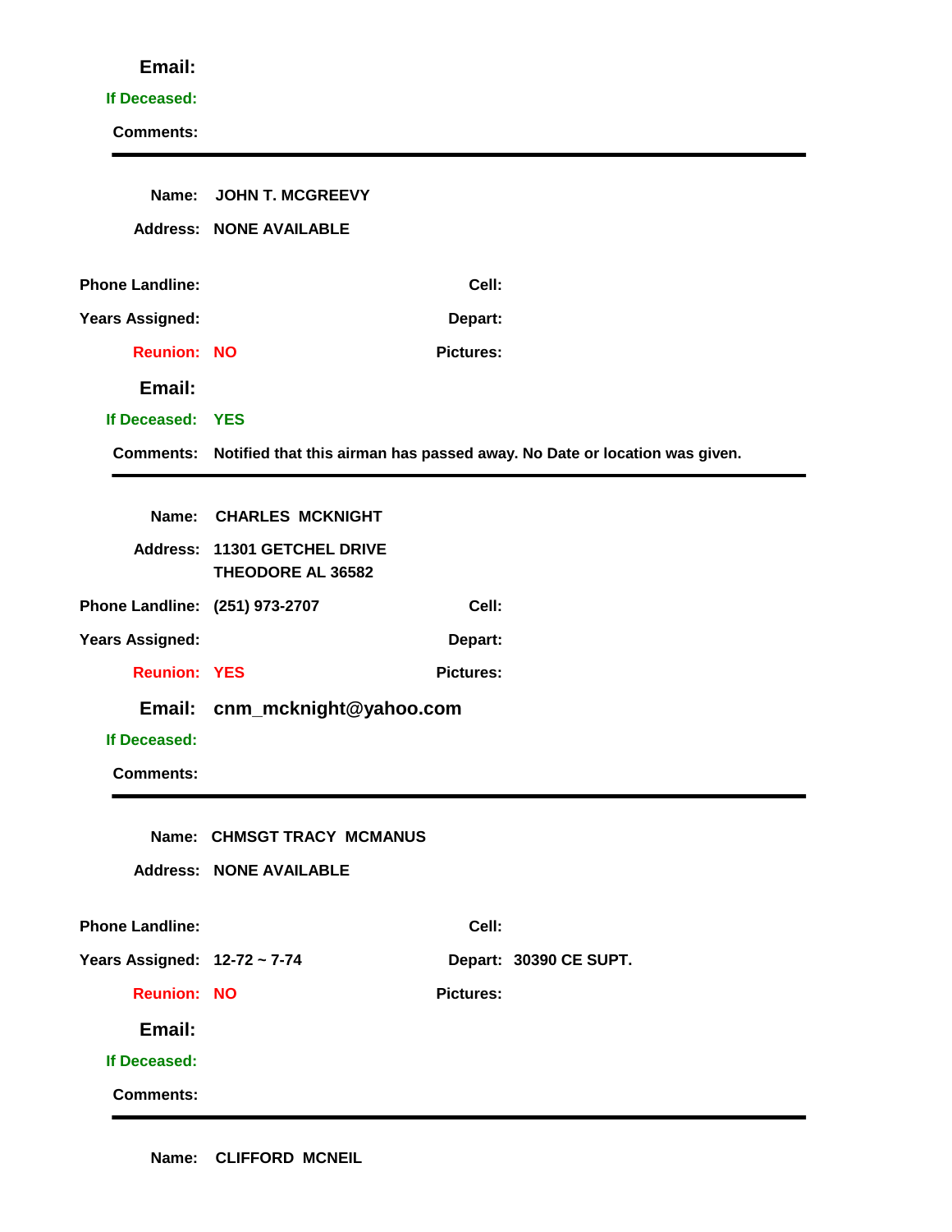**Email:**

**If Deceased:**

**Comments:**

---

**Name:** JOHN T. MCGREEVY

**Address:** NONE AVAILABLE

**Phone Landline:** **Cell:**

**Years Assigned:** **Depart:**

**Reunion:** NO **Pictures:**

**Email:**

**If Deceased:** YES

**Comments:** Notified that this airman has passed away. No Date or location was given.

---

**Name:** CHARLES MCKNIGHT

**Address:** 11301 GETCHEL DRIVE
THEODORE AL 36582

**Phone Landline:** (251) 973-2707 **Cell:**

**Years Assigned:** **Depart:**

**Reunion:** YES **Pictures:**

**Email:** cnm_mcknight@yahoo.com

**If Deceased:**

**Comments:**

---

**Name:** CHMSGT TRACY MCMANUS

**Address:** NONE AVAILABLE

**Phone Landline:** **Cell:**

**Years Assigned:** 12-72 ~ 7-74 **Depart:** 30390 CE SUPT.

**Reunion:** NO **Pictures:**

**Email:**

**If Deceased:**

**Comments:**

---

**Name:** CLIFFORD MCNEIL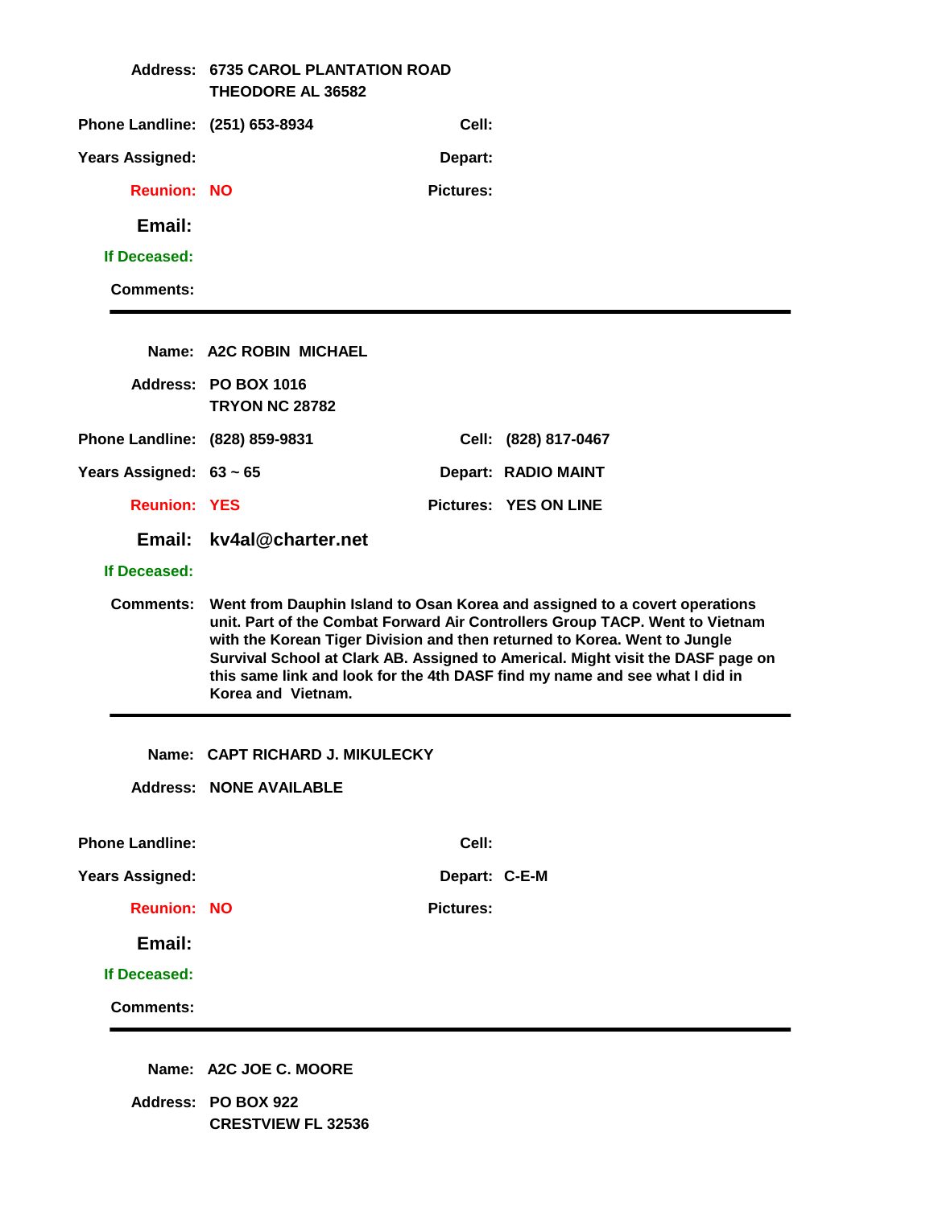**Address:** 6735 CAROL PLANTATION ROAD
THEODORE AL 36582

**Phone Landline:** (251) 653-8934 **Cell:**

**Years Assigned:** **Depart:**

**Reunion:** NO **Pictures:**

**Email:**

**If Deceased:**

**Comments:**

---

**Name:** A2C ROBIN MICHAEL

**Address:** PO BOX 1016
TRYON NC 28782

**Phone Landline:** (828) 859-9831 **Cell:** (828) 817-0467

**Years Assigned:** 63 ~ 65 **Depart:** RADIO MAINT

**Reunion:** YES **Pictures:** YES ON LINE

**Email:** kv4al@charter.net

**If Deceased:**

**Comments:** Went from Dauphin Island to Osan Korea and assigned to a covert operations unit. Part of the Combat Forward Air Controllers Group TACP. Went to Vietnam with the Korean Tiger Division and then returned to Korea. Went to Jungle Survival School at Clark AB. Assigned to Americal. Might visit the DASF page on this same link and look for the 4th DASF find my name and see what I did in Korea and Vietnam.

---

**Name:** CAPT RICHARD J. MIKULECKY

**Address:** NONE AVAILABLE

**Phone Landline:** **Cell:**

**Years Assigned:** **Depart:** C-E-M

**Reunion:** NO **Pictures:**

**Email:**

**If Deceased:**

**Comments:**

---

**Name:** A2C JOE C. MOORE

**Address:** PO BOX 922
CRESTVIEW FL 32536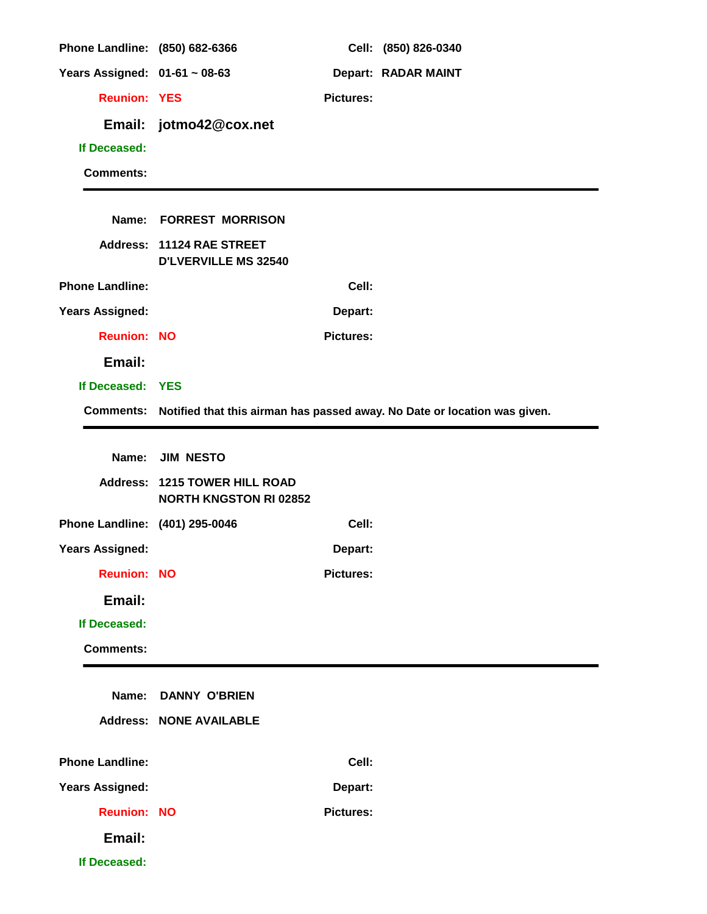**Phone Landline:** (850) 682-6366 **Cell:** (850) 826-0340

**Years Assigned:** 01-61 ~ 08-63 **Depart:** RADAR MAINT

**Reunion:** YES **Pictures:**

**Email:** jotmo42@cox.net

**If Deceased:**

**Comments:**

---

**Name:** FORREST MORRISON

**Address:** 11124 RAE STREET
D'LVERVILLE MS 32540

**Phone Landline:** **Cell:**

**Years Assigned:** **Depart:**

**Reunion:** NO **Pictures:**

**Email:**

**If Deceased:** YES

**Comments:** Notified that this airman has passed away. No Date or location was given.

---

**Name:** JIM NESTO

**Address:** 1215 TOWER HILL ROAD
NORTH KNGSTON RI 02852

**Phone Landline:** (401) 295-0046 **Cell:**

**Years Assigned:** **Depart:**

**Reunion:** NO **Pictures:**

**Email:**

**If Deceased:**

**Comments:**

---

**Name:** DANNY O'BRIEN

**Address:** NONE AVAILABLE

**Phone Landline:** **Cell:**

**Years Assigned:** **Depart:**

**Reunion:** NO **Pictures:**

**Email:**

**If Deceased:**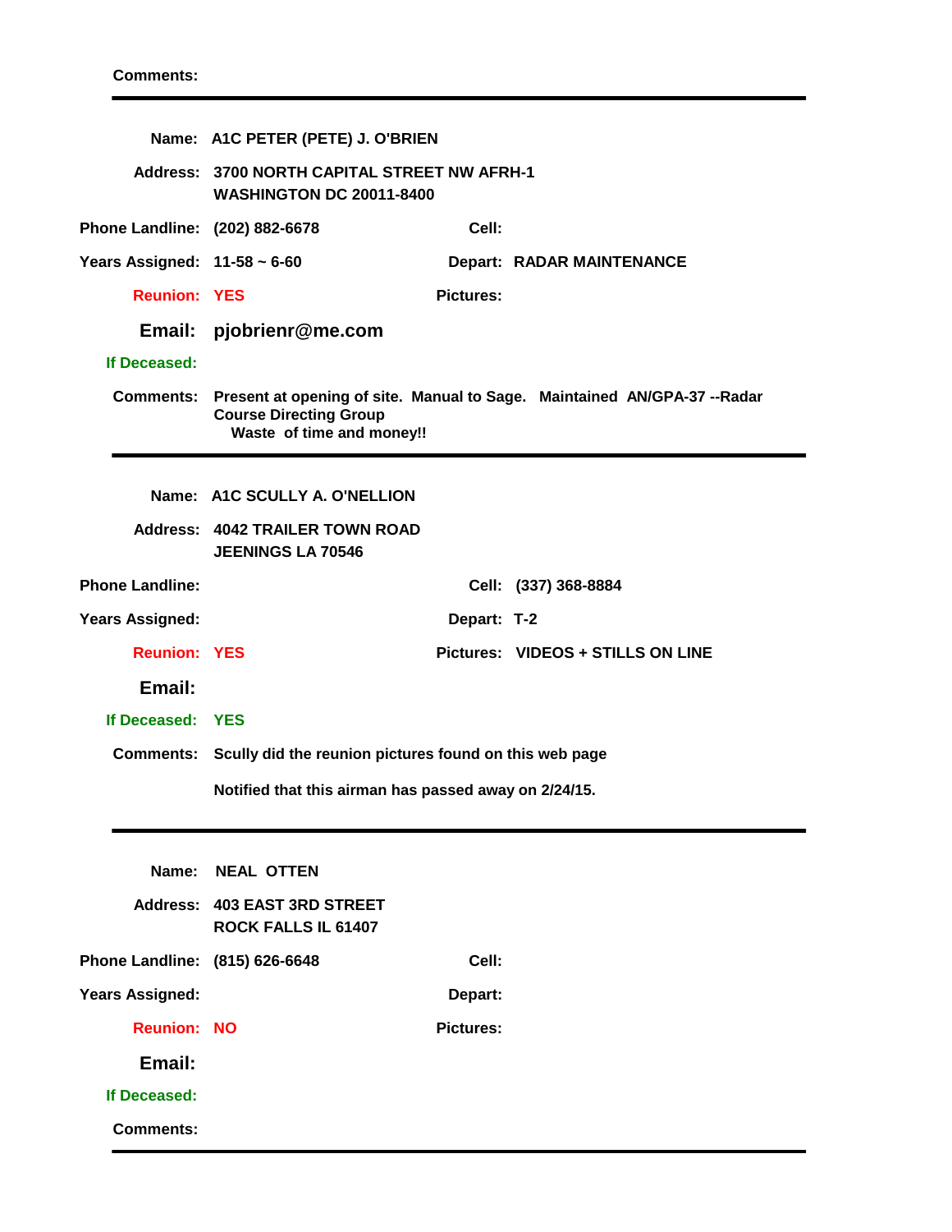**Comments:**

---

**Name:** A1C PETER (PETE) J. O'BRIEN

**Address:** 3700 NORTH CAPITAL STREET NW AFRH-1
WASHINGTON DC 20011-8400

**Phone Landline:** (202) 882-6678 **Cell:**

**Years Assigned:** 11-58 ~ 6-60 **Depart:** RADAR MAINTENANCE

**Reunion:** YES **Pictures:**

**Email:** pjobrienr@me.com

**If Deceased:**

**Comments:** Present at opening of site. Manual to Sage. Maintained AN/GPA-37 --Radar Course Directing Group
Waste of time and money!!

---

**Name:** A1C SCULLY A. O'NELLION

**Address:** 4042 TRAILER TOWN ROAD
JEENINGS LA 70546

**Phone Landline:** **Cell:** (337) 368-8884

**Years Assigned:** **Depart:** T-2

**Reunion:** YES **Pictures:** VIDEOS + STILLS ON LINE

**Email:**

**If Deceased:** YES

**Comments:** Scully did the reunion pictures found on this web page

Notified that this airman has passed away on 2/24/15.

---

**Name:** NEAL OTTEN

**Address:** 403 EAST 3RD STREET
ROCK FALLS IL 61407

**Phone Landline:** (815) 626-6648 **Cell:**

**Years Assigned:** **Depart:**

**Reunion:** NO **Pictures:**

**Email:**

**If Deceased:**

**Comments:**

---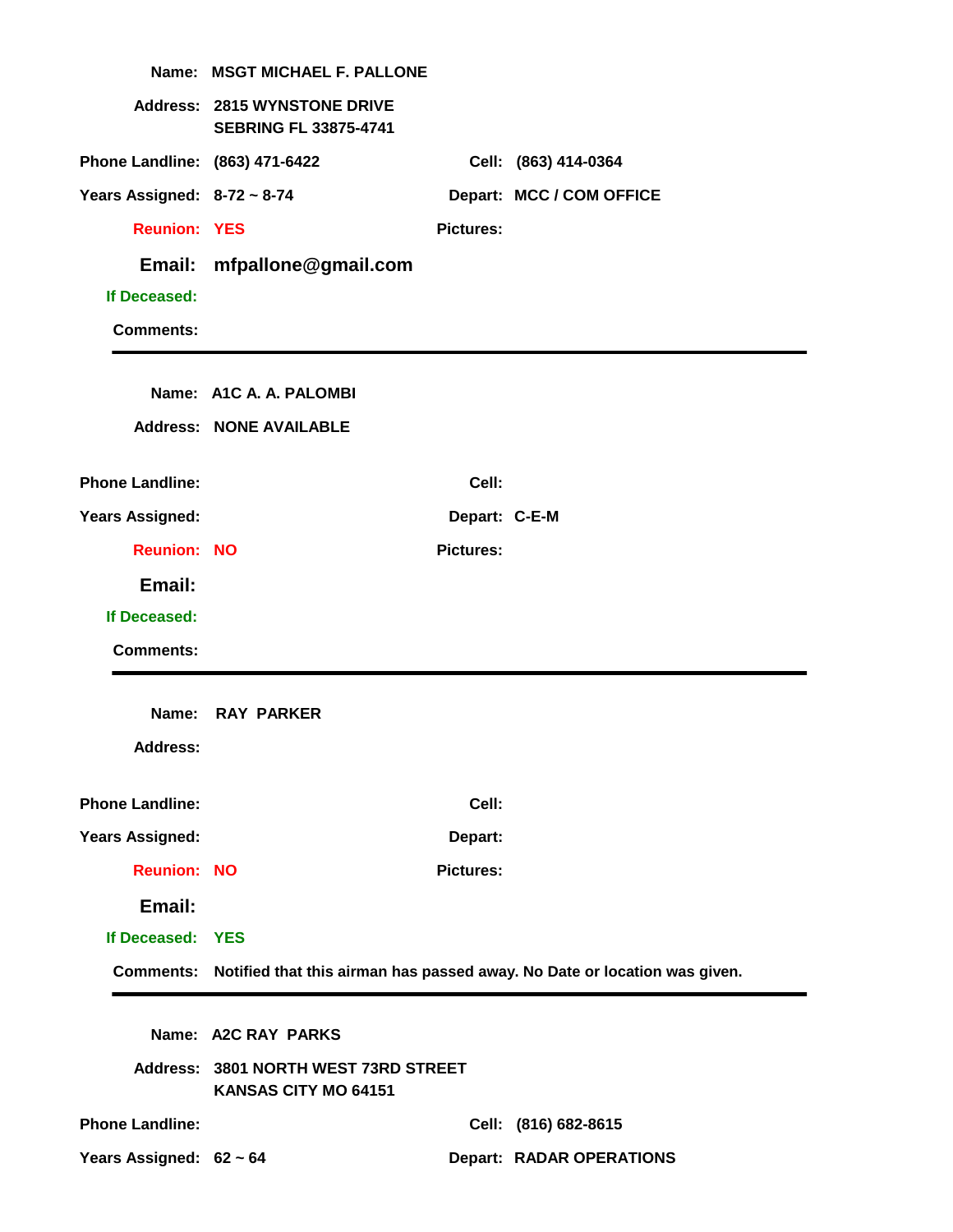**Name:** MSGT MICHAEL F. PALLONE

**Address:** 2815 WYNSTONE DRIVE
SEBRING FL 33875-4741

**Phone Landline:** (863) 471-6422 **Cell:** (863) 414-0364

**Years Assigned:** 8-72 ~ 8-74 **Depart:** MCC / COM OFFICE

**Reunion:** YES **Pictures:**

**Email:** mfpallone@gmail.com

**If Deceased:**

**Comments:**

---

**Name:** A1C A. A. PALOMBI

**Address:** NONE AVAILABLE

**Phone Landline:** **Cell:**

**Years Assigned:** **Depart:** C-E-M

**Reunion:** NO **Pictures:**

**Email:**

**If Deceased:**

**Comments:**

---

**Name:** RAY PARKER

**Address:**

**Phone Landline:** **Cell:**

**Years Assigned:** **Depart:**

**Reunion:** NO **Pictures:**

**Email:**

**If Deceased:** YES

**Comments:** Notified that this airman has passed away. No Date or location was given.

---

**Name:** A2C RAY PARKS

**Address:** 3801 NORTH WEST 73RD STREET
KANSAS CITY MO 64151

**Phone Landline:** **Cell:** (816) 682-8615

**Years Assigned:** 62 ~ 64 **Depart:** RADAR OPERATIONS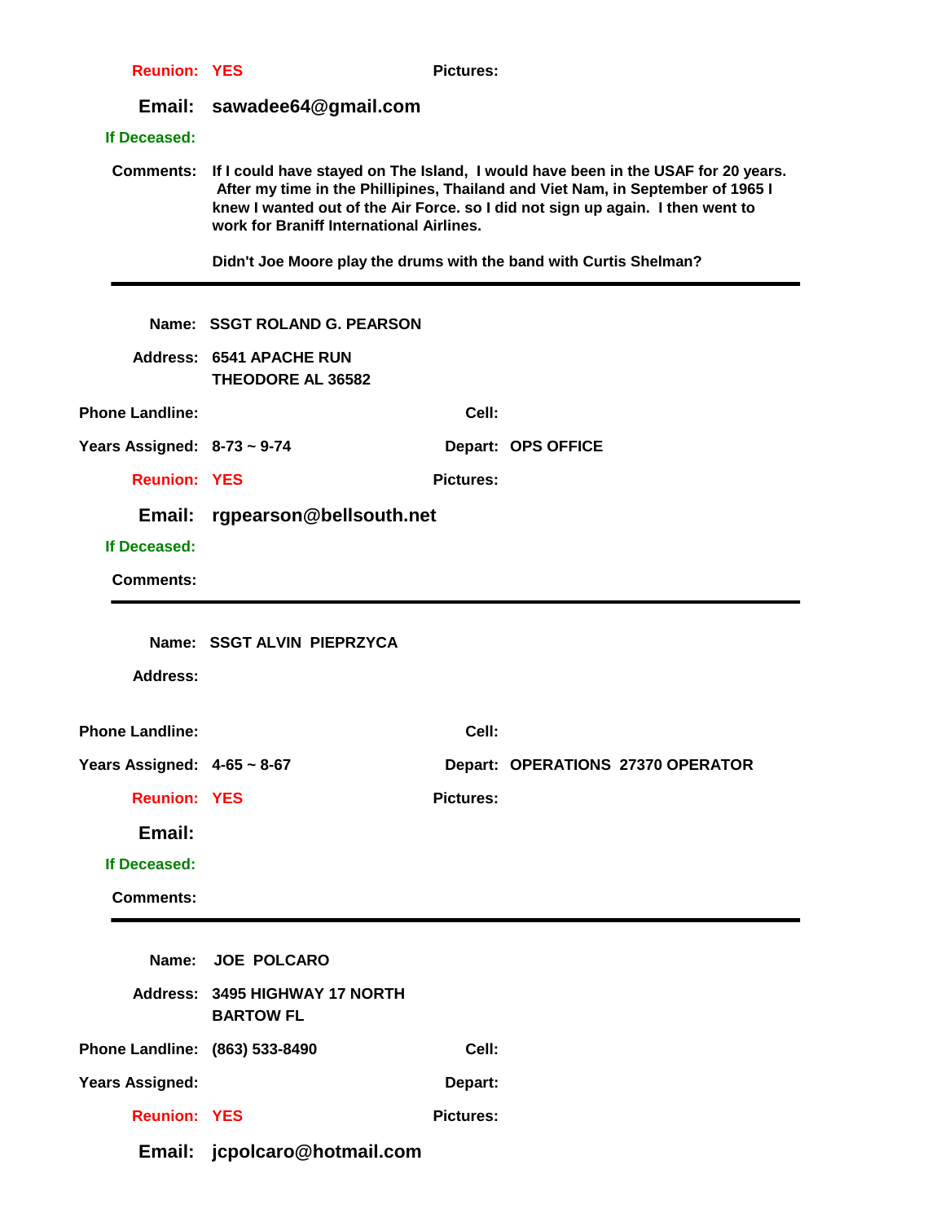**Reunion:** YES **Pictures:**

**Email:** sawadee64@gmail.com

**If Deceased:**

**Comments:** If I could have stayed on The Island, I would have been in the USAF for 20 years. After my time in the Phillipines, Thailand and Viet Nam, in September of 1965 I knew I wanted out of the Air Force. so I did not sign up again. I then went to work for Braniff International Airlines.

Didn't Joe Moore play the drums with the band with Curtis Shelman?

---

**Name:** SSGT ROLAND G. PEARSON

**Address:** 6541 APACHE RUN
THEODORE AL 36582

**Phone Landline:** **Cell:**

**Years Assigned:** 8-73 ~ 9-74 **Depart:** OPS OFFICE

**Reunion:** YES **Pictures:**

**Email:** rgpearson@bellsouth.net

**If Deceased:**

**Comments:**

---

**Name:** SSGT ALVIN PIEPRZYCA

**Address:**

**Phone Landline:** **Cell:**

**Years Assigned:** 4-65 ~ 8-67 **Depart:** OPERATIONS 27370 OPERATOR

**Reunion:** YES **Pictures:**

**Email:**

**If Deceased:**

**Comments:**

---

**Name:** JOE POLCARO

**Address:** 3495 HIGHWAY 17 NORTH
BARTOW FL

**Phone Landline:** (863) 533-8490 **Cell:**

**Years Assigned:** **Depart:**

**Reunion:** YES **Pictures:**

**Email:** jcpolcaro@hotmail.com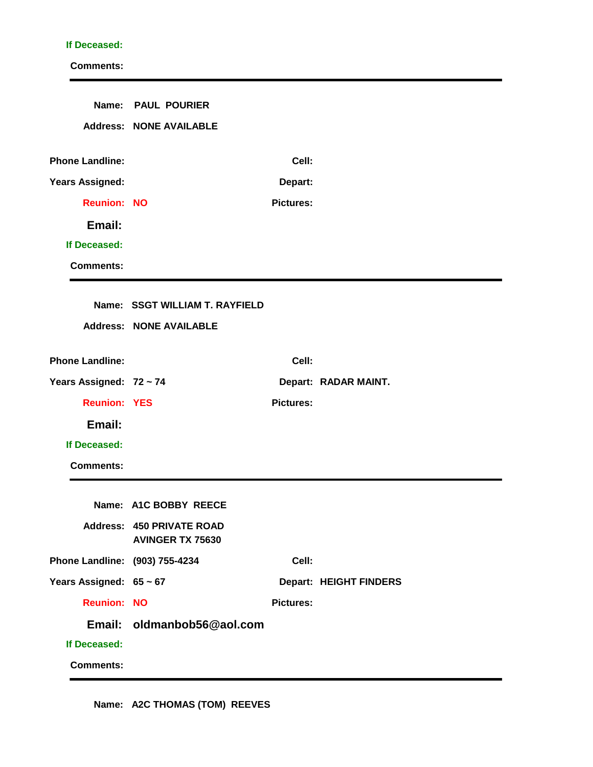**If Deceased:**

**Comments:**

---

**Name:** PAUL POURIER

**Address:** NONE AVAILABLE

**Phone Landline:** **Cell:**

**Years Assigned:** **Depart:**

**Reunion:** NO **Pictures:**

**Email:**

**If Deceased:**

**Comments:**

---

**Name:** SSGT WILLIAM T. RAYFIELD

**Address:** NONE AVAILABLE

**Phone Landline:** **Cell:**

**Years Assigned:** 72 ~ 74 **Depart:** RADAR MAINT.

**Reunion:** YES **Pictures:**

**Email:**

**If Deceased:**

**Comments:**

---

**Name:** A1C BOBBY REECE

**Address:** 450 PRIVATE ROAD
AVINGER TX 75630

**Phone Landline:** (903) 755-4234 **Cell:**

**Years Assigned:** 65 ~ 67 **Depart:** HEIGHT FINDERS

**Reunion:** NO **Pictures:**

**Email:** oldmanbob56@aol.com

**If Deceased:**

**Comments:**

---

**Name:** A2C THOMAS (TOM) REEVES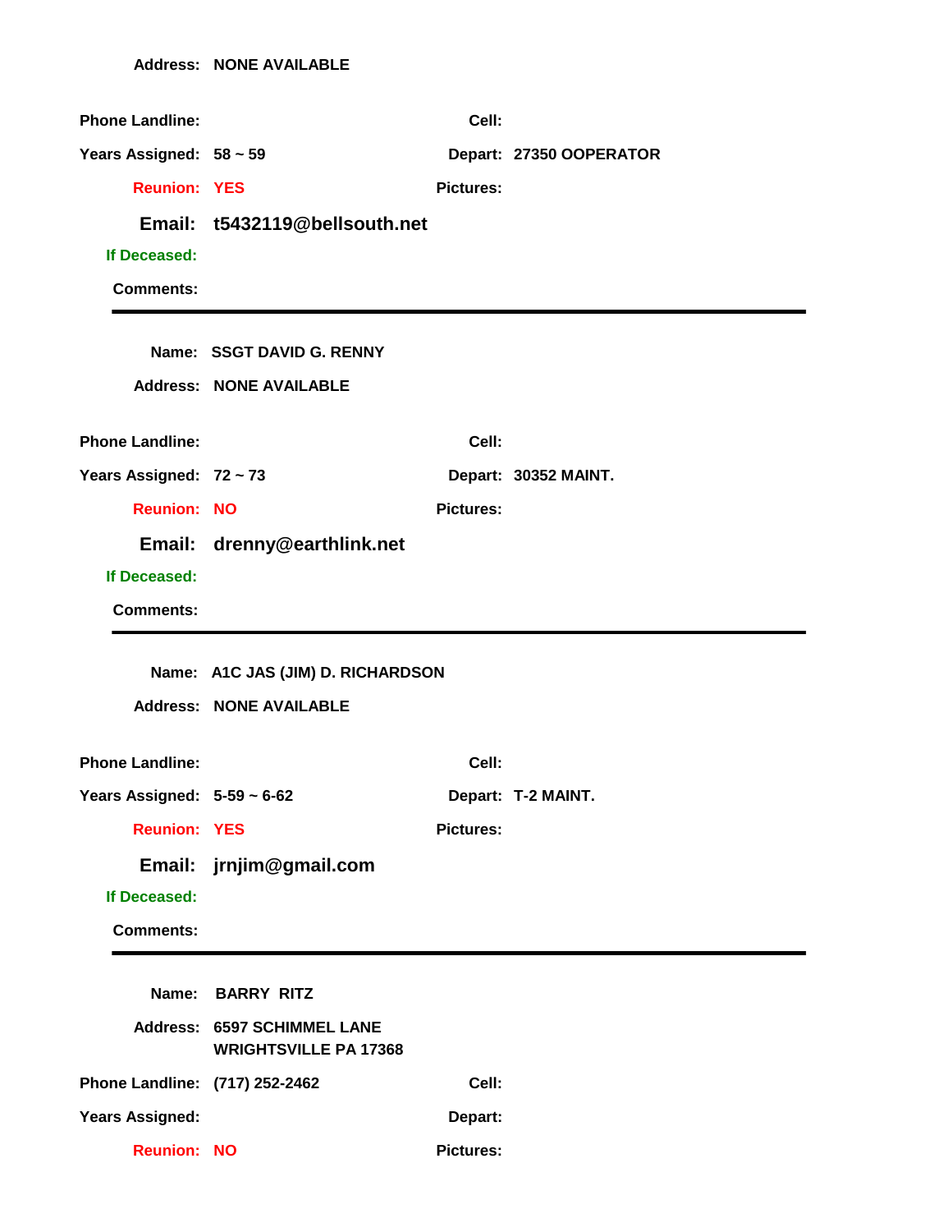**Address:** NONE AVAILABLE

**Phone Landline:** **Cell:**

**Years Assigned:** 58 ~ 59 **Depart:** 27350 OOPERATOR

**Reunion:** YES **Pictures:**

**Email:** t5432119@bellsouth.net

**If Deceased:**

**Comments:**

---

**Name:** SSGT DAVID G. RENNY

**Address:** NONE AVAILABLE

**Phone Landline:** **Cell:**

**Years Assigned:** 72 ~ 73 **Depart:** 30352 MAINT.

**Reunion:** NO **Pictures:**

**Email:** drenny@earthlink.net

**If Deceased:**

**Comments:**

---

**Name:** A1C JAS (JIM) D. RICHARDSON

**Address:** NONE AVAILABLE

**Phone Landline:** **Cell:**

**Years Assigned:** 5-59 ~ 6-62 **Depart:** T-2 MAINT.

**Reunion:** YES **Pictures:**

**Email:** jrnjim@gmail.com

**If Deceased:**

**Comments:**

---

**Name:** BARRY RITZ

**Address:** 6597 SCHIMMEL LANE
WRIGHTSVILLE PA 17368

**Phone Landline:** (717) 252-2462 **Cell:**

**Years Assigned:** **Depart:**

**Reunion:** NO **Pictures:**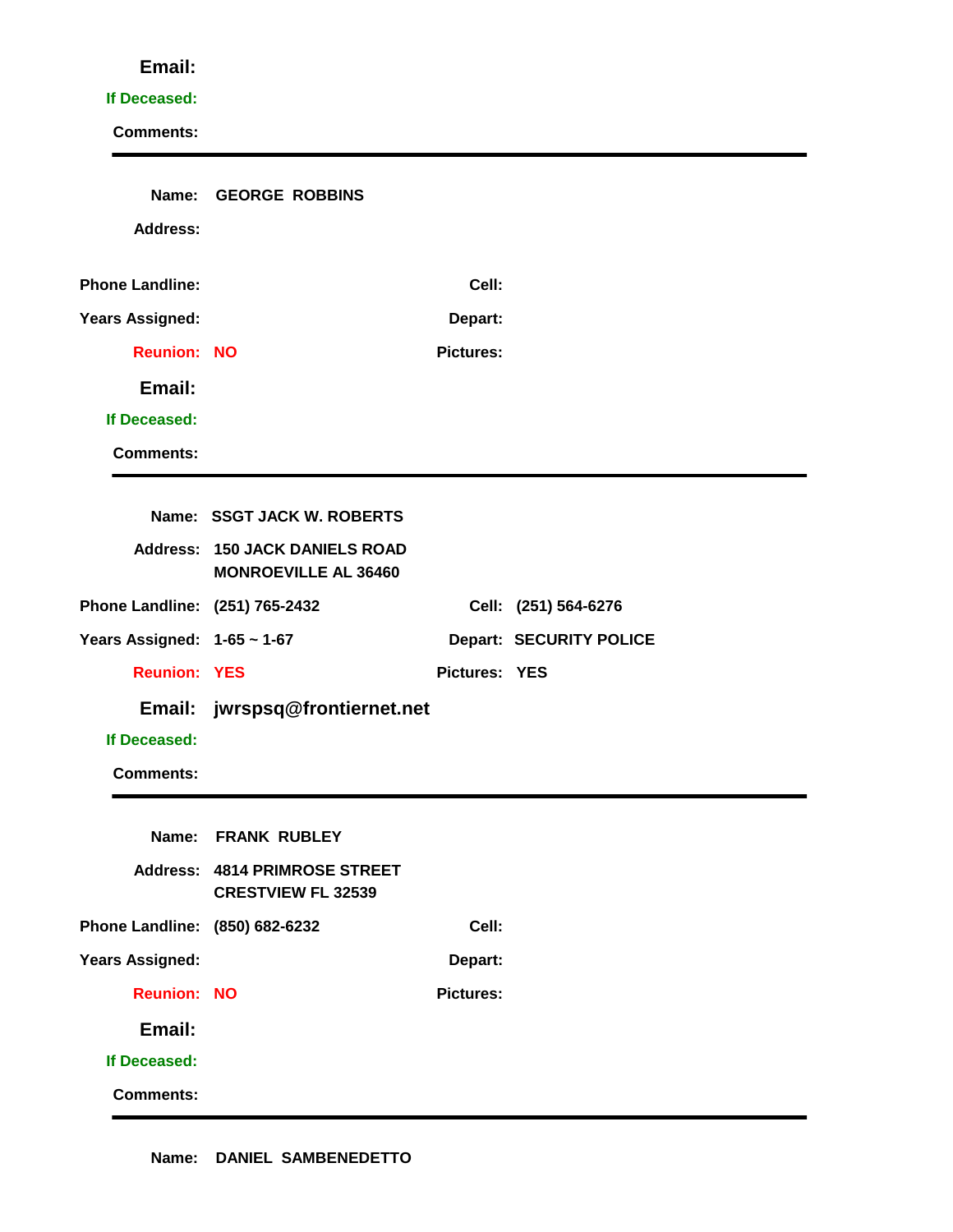**Email:**

**If Deceased:**

**Comments:**

---

**Name:** GEORGE ROBBINS

**Address:**

**Phone Landline:** **Cell:**

**Years Assigned:** **Depart:**

**Reunion:** NO **Pictures:**

**Email:**

**If Deceased:**

**Comments:**

---

**Name:** SSGT JACK W. ROBERTS

**Address:** 150 JACK DANIELS ROAD
MONROEVILLE AL 36460

**Phone Landline:** (251) 765-2432 **Cell:** (251) 564-6276

**Years Assigned:** 1-65 ~ 1-67 **Depart:** SECURITY POLICE

**Reunion:** YES **Pictures:** YES

**Email:** jwrspsq@frontiernet.net

**If Deceased:**

**Comments:**

---

**Name:** FRANK RUBLEY

**Address:** 4814 PRIMROSE STREET
CRESTVIEW FL 32539

**Phone Landline:** (850) 682-6232 **Cell:**

**Years Assigned:** **Depart:**

**Reunion:** NO **Pictures:**

**Email:**

**If Deceased:**

**Comments:**

---

**Name:** DANIEL SAMBENEDETTO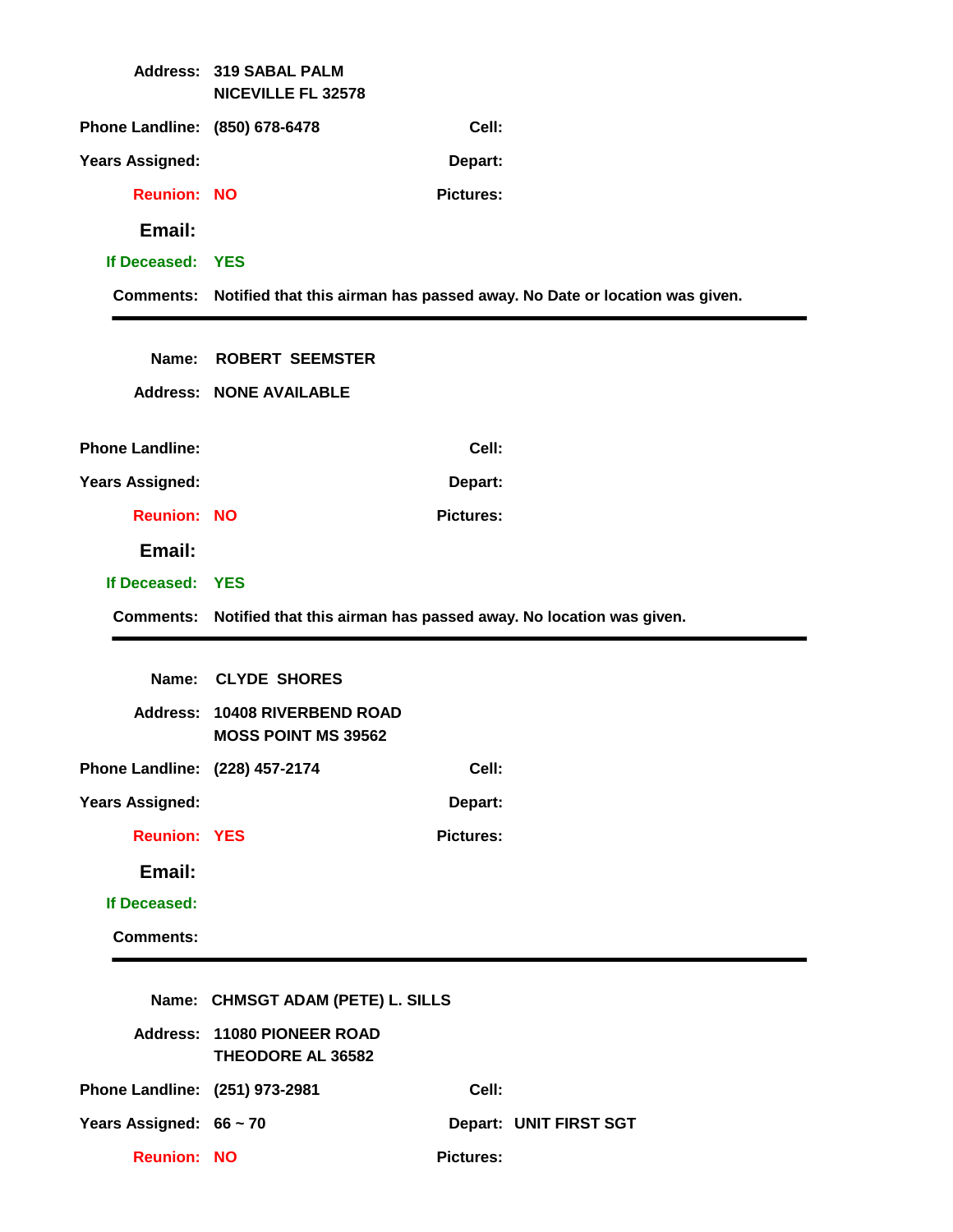**Address:** 319 SABAL PALM
NICEVILLE FL 32578

**Phone Landline:** (850) 678-6478 **Cell:**

**Years Assigned:** **Depart:**

**Reunion:** NO **Pictures:**

**Email:**

**If Deceased:** YES

**Comments:** Notified that this airman has passed away. No Date or location was given.

---

**Name:** ROBERT SEEMSTER

**Address:** NONE AVAILABLE

**Phone Landline:** **Cell:**

**Years Assigned:** **Depart:**

**Reunion:** NO **Pictures:**

**Email:**

**If Deceased:** YES

**Comments:** Notified that this airman has passed away. No location was given.

---

**Name:** CLYDE SHORES

**Address:** 10408 RIVERBEND ROAD
MOSS POINT MS 39562

**Phone Landline:** (228) 457-2174 **Cell:**

**Years Assigned:** **Depart:**

**Reunion:** YES **Pictures:**

**Email:**

**If Deceased:**

**Comments:**

---

**Name:** CHMSGT ADAM (PETE) L. SILLS

**Address:** 11080 PIONEER ROAD
THEODORE AL 36582

**Phone Landline:** (251) 973-2981 **Cell:**

**Years Assigned:** 66 ~ 70 **Depart:** UNIT FIRST SGT

**Reunion:** NO **Pictures:**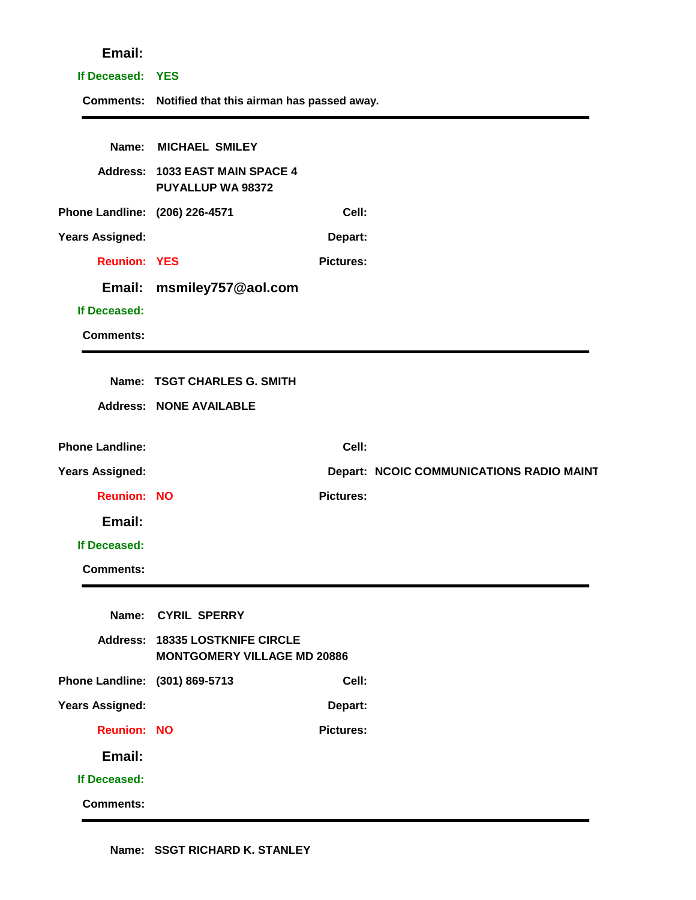**Email:**

**If Deceased:** YES

**Comments:** Notified that this airman has passed away.

---

**Name:** MICHAEL SMILEY

**Address:** 1033 EAST MAIN SPACE 4
PUYALLUP WA 98372

**Phone Landline:** (206) 226-4571 **Cell:**

**Years Assigned:** **Depart:**

**Reunion:** YES **Pictures:**

**Email:** msmiley757@aol.com

**If Deceased:**

**Comments:**

---

**Name:** TSGT CHARLES G. SMITH

**Address:** NONE AVAILABLE

**Phone Landline:** **Cell:**

**Years Assigned:** **Depart:** NCOIC COMMUNICATIONS RADIO MAINT

**Reunion:** NO **Pictures:**

**Email:**

**If Deceased:**

**Comments:**

---

**Name:** CYRIL SPERRY

**Address:** 18335 LOSTKNIFE CIRCLE
MONTGOMERY VILLAGE MD 20886

**Phone Landline:** (301) 869-5713 **Cell:**

**Years Assigned:** **Depart:**

**Reunion:** NO **Pictures:**

**Email:**

**If Deceased:**

**Comments:**

---

**Name:** SSGT RICHARD K. STANLEY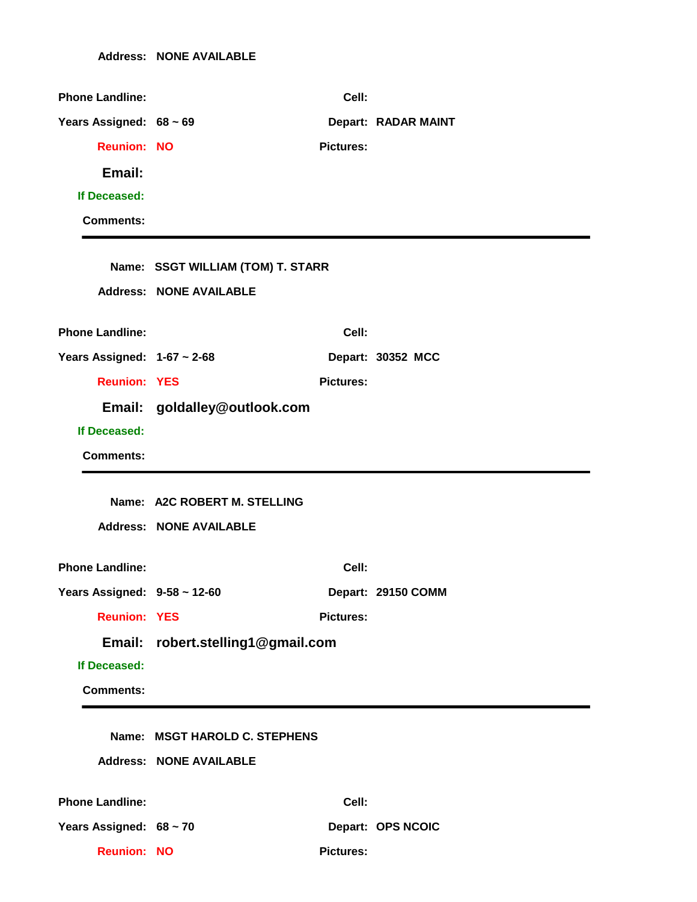**Address:** NONE AVAILABLE

**Phone Landline:** **Cell:**

**Years Assigned:** 68 ~ 69 **Depart:** RADAR MAINT

**Reunion:** NO **Pictures:**

**Email:**

**If Deceased:**

**Comments:**

---

**Name:** SSGT WILLIAM (TOM) T. STARR

**Address:** NONE AVAILABLE

**Phone Landline:** **Cell:**

**Years Assigned:** 1-67 ~ 2-68 **Depart:** 30352 MCC

**Reunion:** YES **Pictures:**

**Email:** goldalley@outlook.com

**If Deceased:**

**Comments:**

---

**Name:** A2C ROBERT M. STELLING

**Address:** NONE AVAILABLE

**Phone Landline:** **Cell:**

**Years Assigned:** 9-58 ~ 12-60 **Depart:** 29150 COMM

**Reunion:** YES **Pictures:**

**Email:** robert.stelling1@gmail.com

**If Deceased:**

**Comments:**

---

**Name:** MSGT HAROLD C. STEPHENS

**Address:** NONE AVAILABLE

**Phone Landline:** **Cell:**

**Years Assigned:** 68 ~ 70 **Depart:** OPS NCOIC

**Reunion:** NO **Pictures:**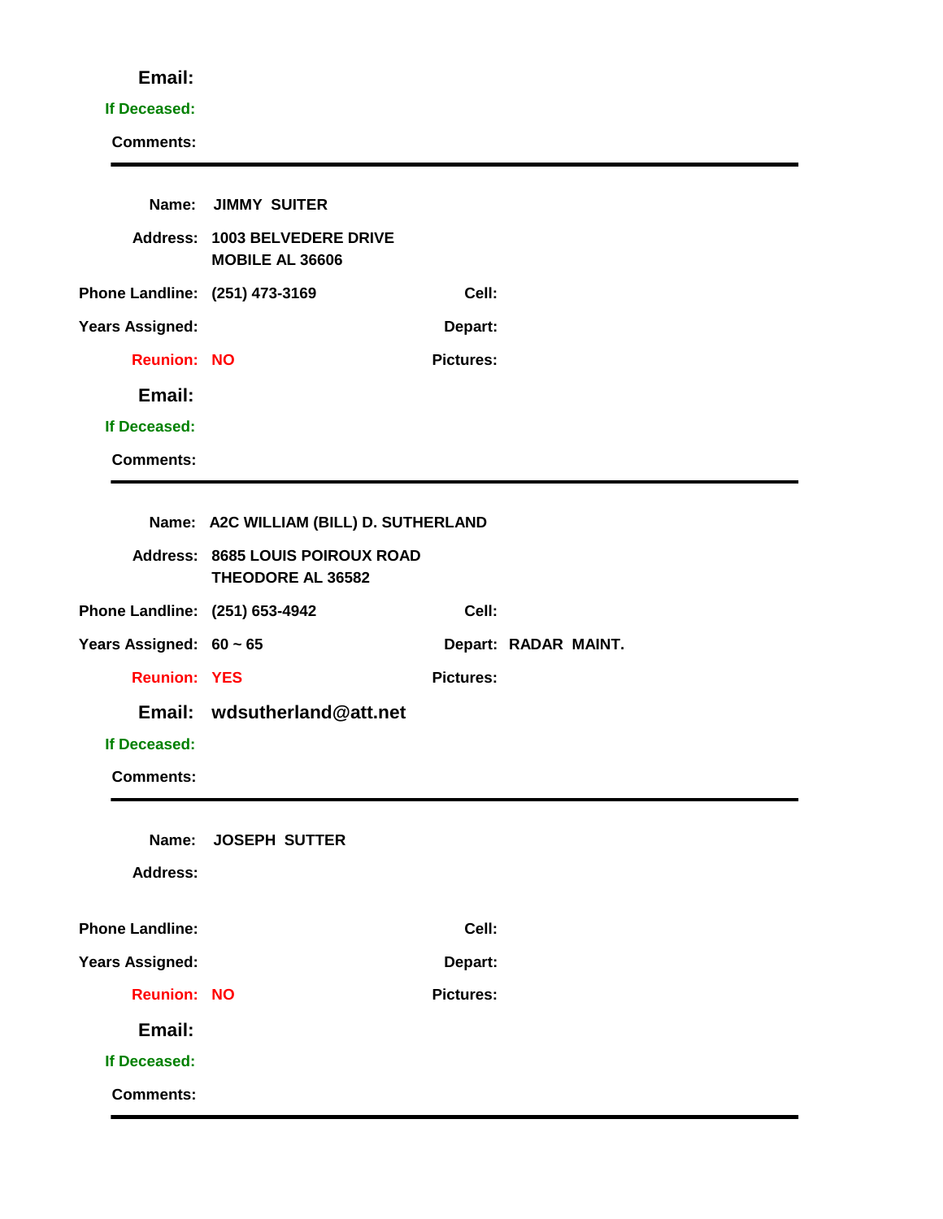**Email:**

**If Deceased:**

**Comments:**

---

**Name:** JIMMY SUITER

**Address:** 1003 BELVEDERE DRIVE
MOBILE AL 36606

**Phone Landline:** (251) 473-3169 **Cell:**

**Years Assigned:** **Depart:**

**Reunion:** NO **Pictures:**

**Email:**

**If Deceased:**

**Comments:**

---

**Name:** A2C WILLIAM (BILL) D. SUTHERLAND

**Address:** 8685 LOUIS POIROUX ROAD
THEODORE AL 36582

**Phone Landline:** (251) 653-4942 **Cell:**

**Years Assigned:** 60 ~ 65 **Depart:** RADAR MAINT.

**Reunion:** YES **Pictures:**

**Email:** wdsutherland@att.net

**If Deceased:**

**Comments:**

---

**Name:** JOSEPH SUTTER

**Address:**

**Phone Landline:** **Cell:**

**Years Assigned:** **Depart:**

**Reunion:** NO **Pictures:**

**Email:**

**If Deceased:**

**Comments:**

---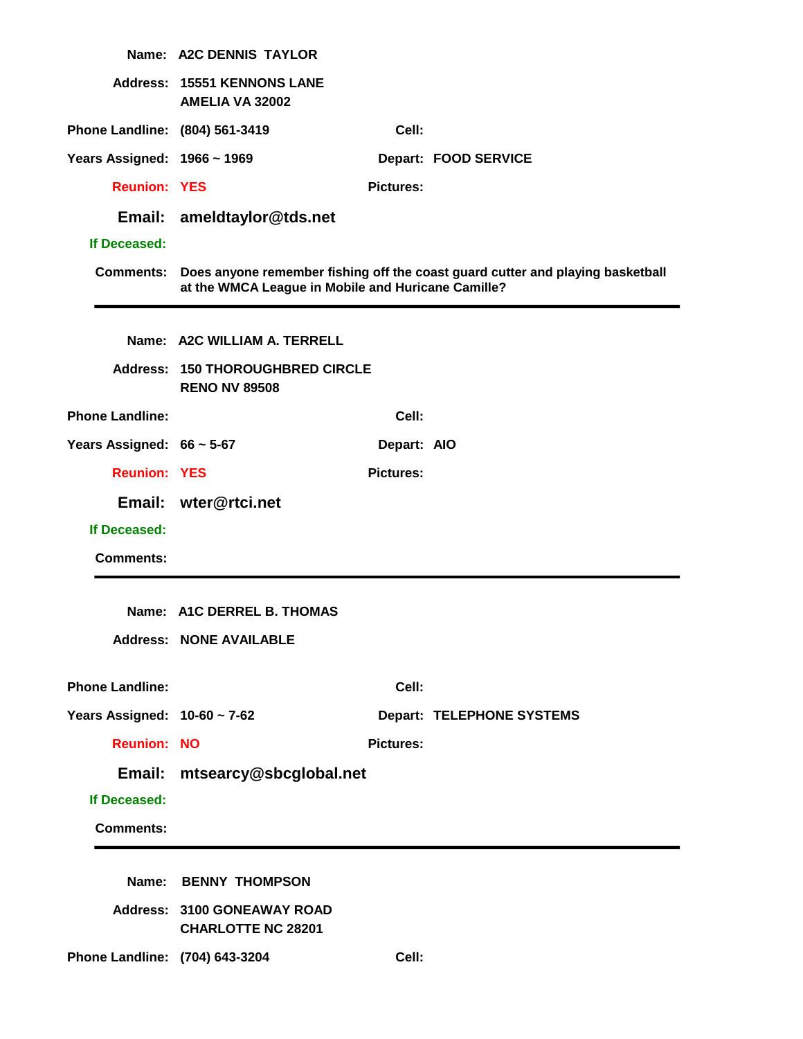**Name:** A2C DENNIS TAYLOR

**Address:** 15551 KENNONS LANE
AMELIA VA 32002

**Phone Landline:** (804) 561-3419 **Cell:**

**Years Assigned:** 1966 ~ 1969 **Depart:** FOOD SERVICE

**Reunion:** YES **Pictures:**

**Email:** ameldtaylor@tds.net

**If Deceased:**

**Comments:** Does anyone remember fishing off the coast guard cutter and playing basketball at the WMCA League in Mobile and Huricane Camille?

---

**Name:** A2C WILLIAM A. TERRELL

**Address:** 150 THOROUGHBRED CIRCLE
RENO NV 89508

**Phone Landline:** **Cell:**

**Years Assigned:** 66 ~ 5-67 **Depart:** AIO

**Reunion:** YES **Pictures:**

**Email:** wter@rtci.net

**If Deceased:**

**Comments:**

---

**Name:** A1C DERREL B. THOMAS

**Address:** NONE AVAILABLE

**Phone Landline:** **Cell:**

**Years Assigned:** 10-60 ~ 7-62 **Depart:** TELEPHONE SYSTEMS

**Reunion:** NO **Pictures:**

**Email:** mtsearcy@sbcglobal.net

**If Deceased:**

**Comments:**

---

**Name:** BENNY THOMPSON

**Address:** 3100 GONEAWAY ROAD
CHARLOTTE NC 28201

**Phone Landline:** (704) 643-3204 **Cell:**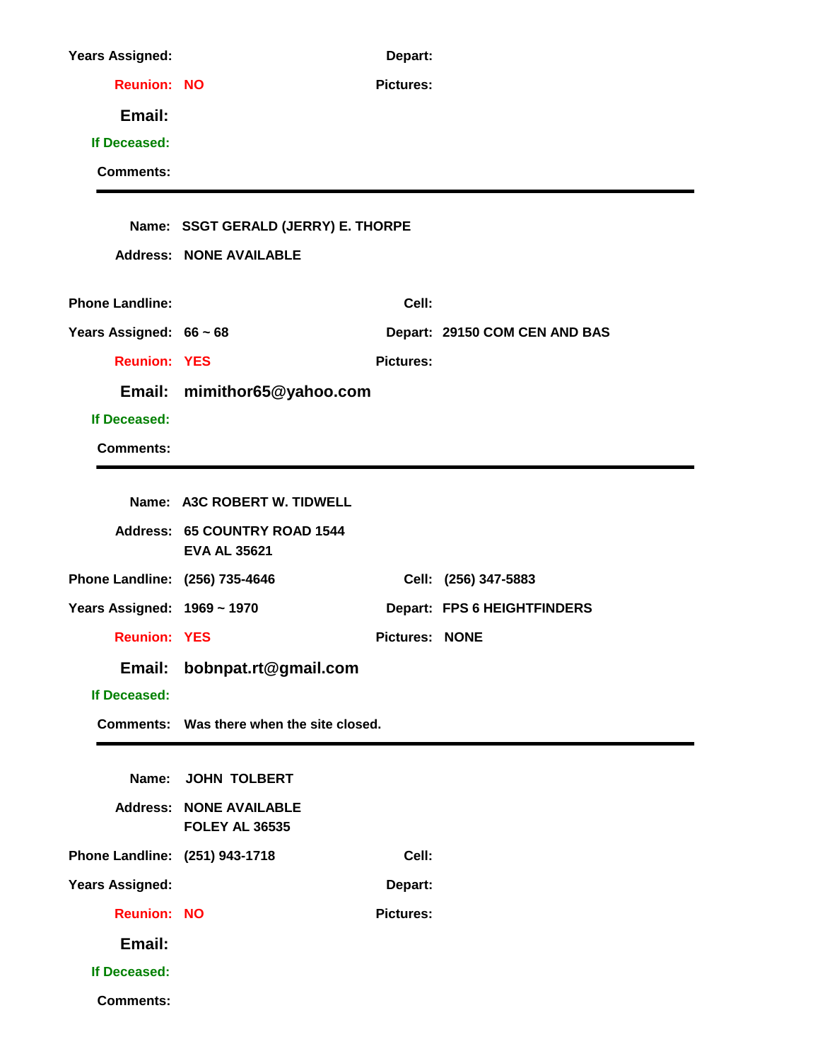**Years Assigned:** **Depart:**

**Reunion:** NO **Pictures:**

**Email:**

**If Deceased:**

**Comments:**

---

**Name:** SSGT GERALD (JERRY) E. THORPE

**Address:** NONE AVAILABLE

**Phone Landline:** **Cell:**

**Years Assigned:** 66 ~ 68 **Depart:** 29150 COM CEN AND BAS

**Reunion:** YES **Pictures:**

**Email:** mimithor65@yahoo.com

**If Deceased:**

**Comments:**

---

**Name:** A3C ROBERT W. TIDWELL

**Address:** 65 COUNTRY ROAD 1544
EVA AL 35621

**Phone Landline:** (256) 735-4646 **Cell:** (256) 347-5883

**Years Assigned:** 1969 ~ 1970 **Depart:** FPS 6 HEIGHTFINDERS

**Reunion:** YES **Pictures:** NONE

**Email:** bobnpat.rt@gmail.com

**If Deceased:**

**Comments:** Was there when the site closed.

---

**Name:** JOHN TOLBERT

**Address:** NONE AVAILABLE
FOLEY AL 36535

**Phone Landline:** (251) 943-1718 **Cell:**

**Years Assigned:** **Depart:**

**Reunion:** NO **Pictures:**

**Email:**

**If Deceased:**

**Comments:**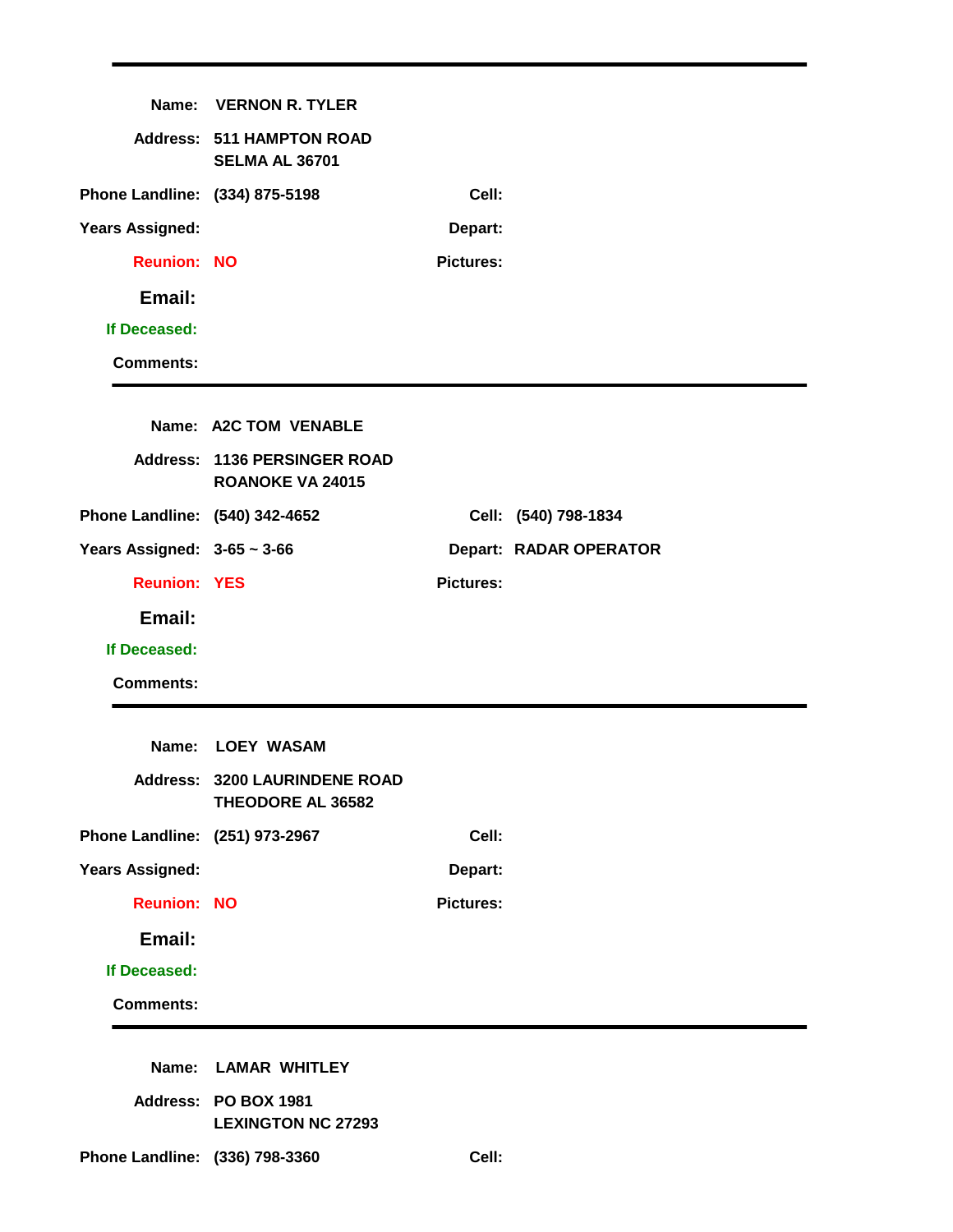---

**Name:** VERNON R. TYLER

**Address:** 511 HAMPTON ROAD
SELMA AL 36701

**Phone Landline:** (334) 875-5198 **Cell:**

**Years Assigned:** **Depart:**

**Reunion:** NO **Pictures:**

**Email:**

**If Deceased:**

**Comments:**

---

**Name:** A2C TOM VENABLE

**Address:** 1136 PERSINGER ROAD
ROANOKE VA 24015

**Phone Landline:** (540) 342-4652 **Cell:** (540) 798-1834

**Years Assigned:** 3-65 ~ 3-66 **Depart:** RADAR OPERATOR

**Reunion:** YES **Pictures:**

**Email:**

**If Deceased:**

**Comments:**

---

**Name:** LOEY WASAM

**Address:** 3200 LAURINDENE ROAD
THEODORE AL 36582

**Phone Landline:** (251) 973-2967 **Cell:**

**Years Assigned:** **Depart:**

**Reunion:** NO **Pictures:**

**Email:**

**If Deceased:**

**Comments:**

---

**Name:** LAMAR WHITLEY

**Address:** PO BOX 1981
LEXINGTON NC 27293

**Phone Landline:** (336) 798-3360 **Cell:**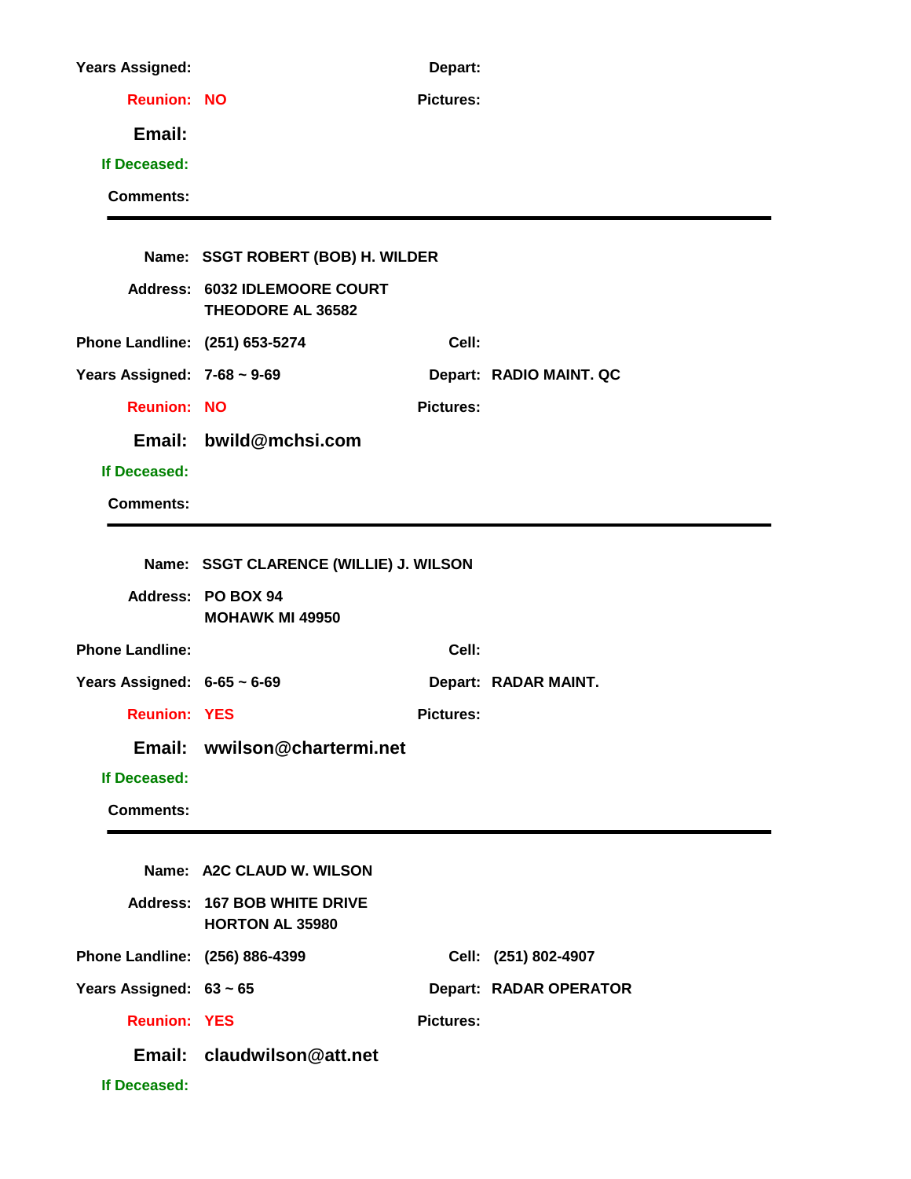**Years Assigned:** **Depart:**

**Reunion:** **NO** **Pictures:**

**Email:**

**If Deceased:**

**Comments:**

---

**Name:** **SSGT ROBERT (BOB) H. WILDER**

**Address:** **6032 IDLEMOORE COURT**
**THEODORE AL 36582**

**Phone Landline:** **(251) 653-5274** **Cell:**

**Years Assigned:** **7-68 ~ 9-69** **Depart:** **RADIO MAINT. QC**

**Reunion:** **NO** **Pictures:**

**Email:** **bwild@mchsi.com**

**If Deceased:**

**Comments:**

---

**Name:** **SSGT CLARENCE (WILLIE) J. WILSON**

**Address:** **PO BOX 94**
**MOHAWK MI 49950**

**Phone Landline:** **Cell:**

**Years Assigned:** **6-65 ~ 6-69** **Depart:** **RADAR MAINT.**

**Reunion:** **YES** **Pictures:**

**Email:** **wwilson@chartermi.net**

**If Deceased:**

**Comments:**

---

**Name:** **A2C CLAUD W. WILSON**

**Address:** **167 BOB WHITE DRIVE**
**HORTON AL 35980**

**Phone Landline:** **(256) 886-4399** **Cell:** **(251) 802-4907**

**Years Assigned:** **63 ~ 65** **Depart:** **RADAR OPERATOR**

**Reunion:** **YES** **Pictures:**

**Email:** **claudwilson@att.net**

**If Deceased:**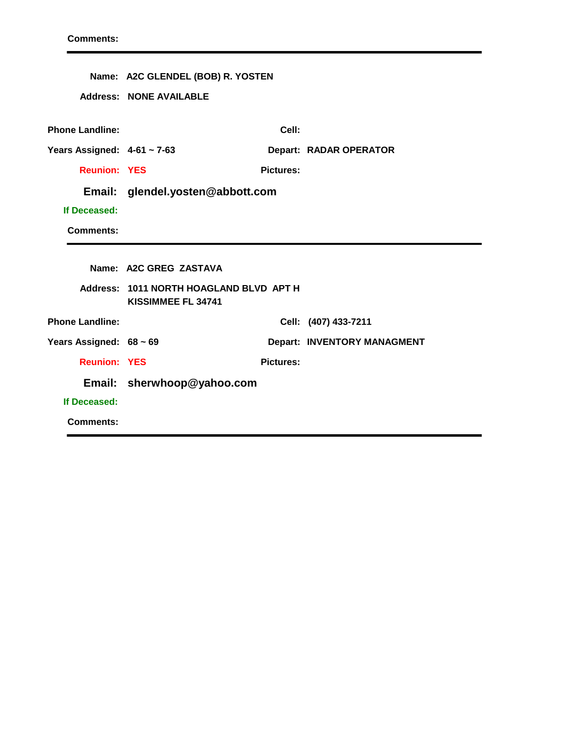**Comments:**

---

**Name:** A2C GLENDEL (BOB) R. YOSTEN

**Address:** NONE AVAILABLE

**Phone Landline:**

**Cell:**

**Years Assigned:** 4-61 ~ 7-63

**Depart:** RADAR OPERATOR

**Reunion:** YES

**Pictures:**

**Email:** glendel.yosten@abbott.com

**If Deceased:**

**Comments:**

---

**Name:** A2C GREG ZASTAVA

**Address:** 1011 NORTH HOAGLAND BLVD APT H
KISSIMMEE FL 34741

**Phone Landline:**

**Cell:** (407) 433-7211

**Years Assigned:** 68 ~ 69

**Depart:** INVENTORY MANAGMENT

**Reunion:** YES

**Pictures:**

**Email:** sherwhoop@yahoo.com

**If Deceased:**

**Comments:**

---